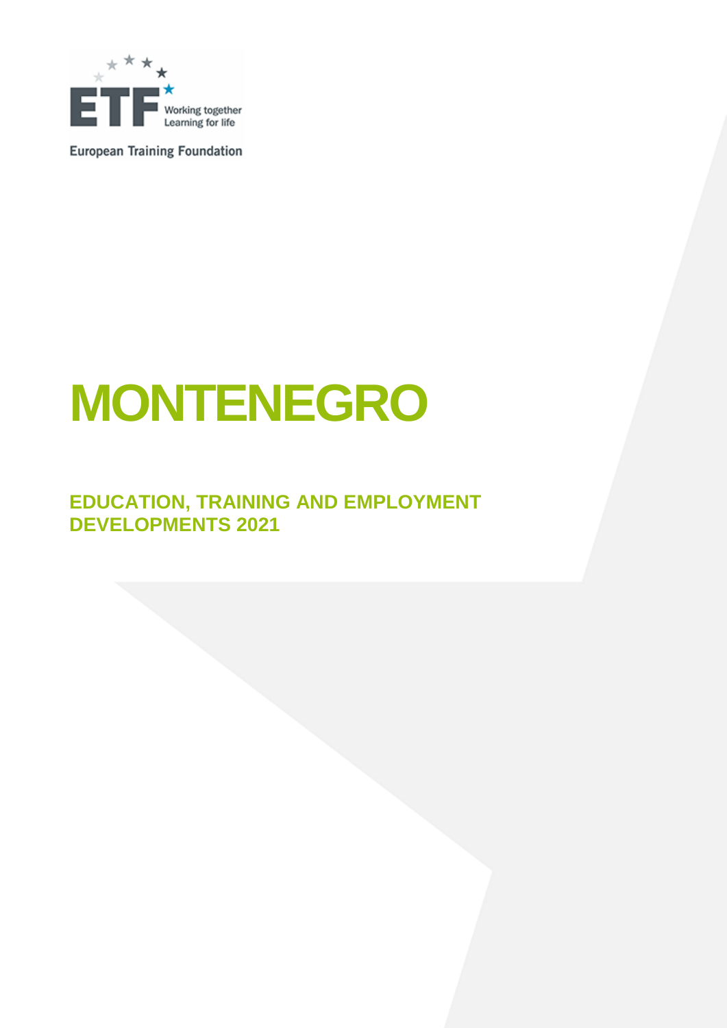European Training Foundation

# MONTENEGRO

## EDUCATION, TRAINING AND EMPLOYMENT DEVELOPMENTS 2021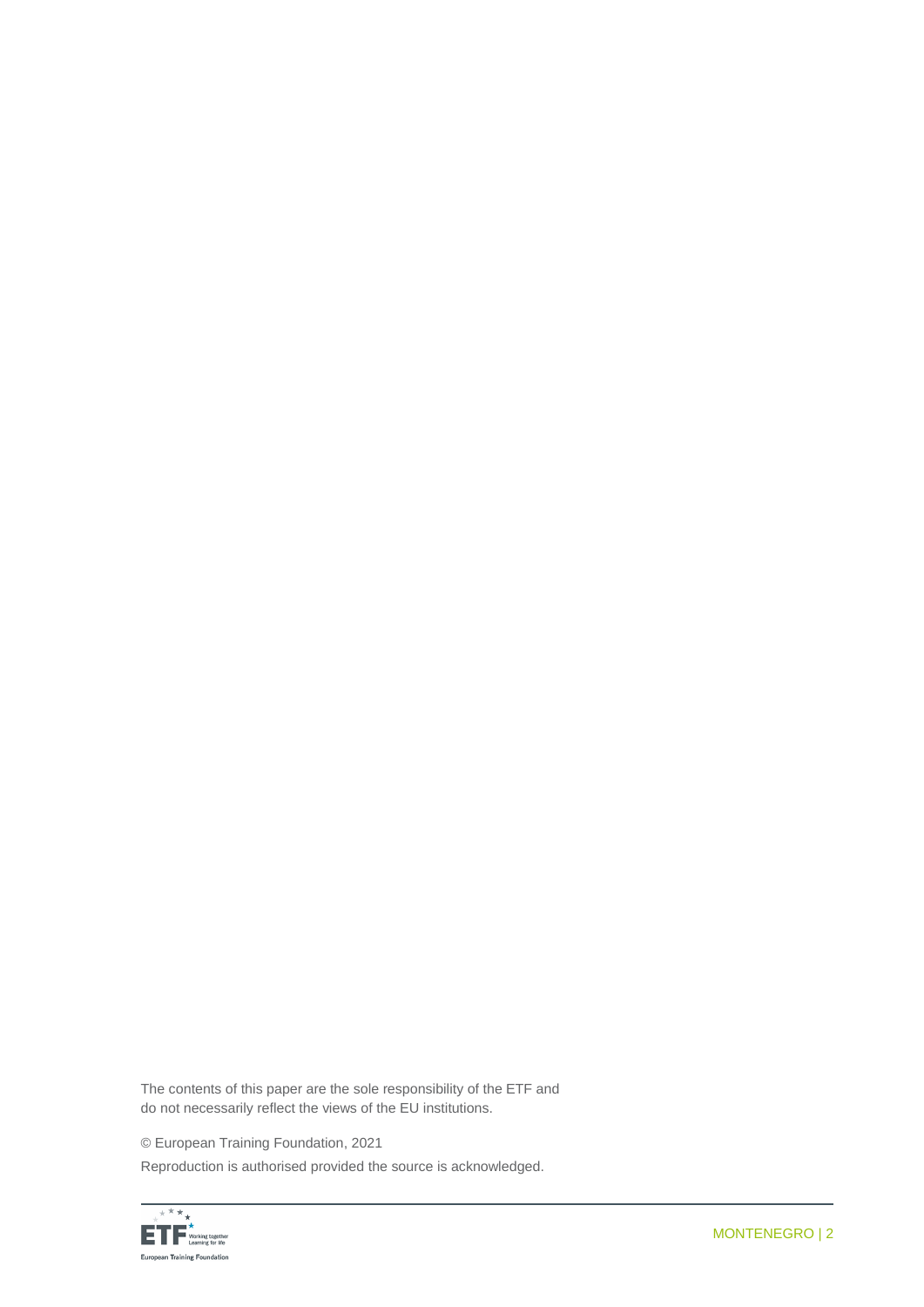The contents of this paper are the sole responsibility of the ETF and do not necessarily reflect the views of the EU institutions.

© European Training Foundation, 2021

Reproduction is authorised provided the source is acknowledged.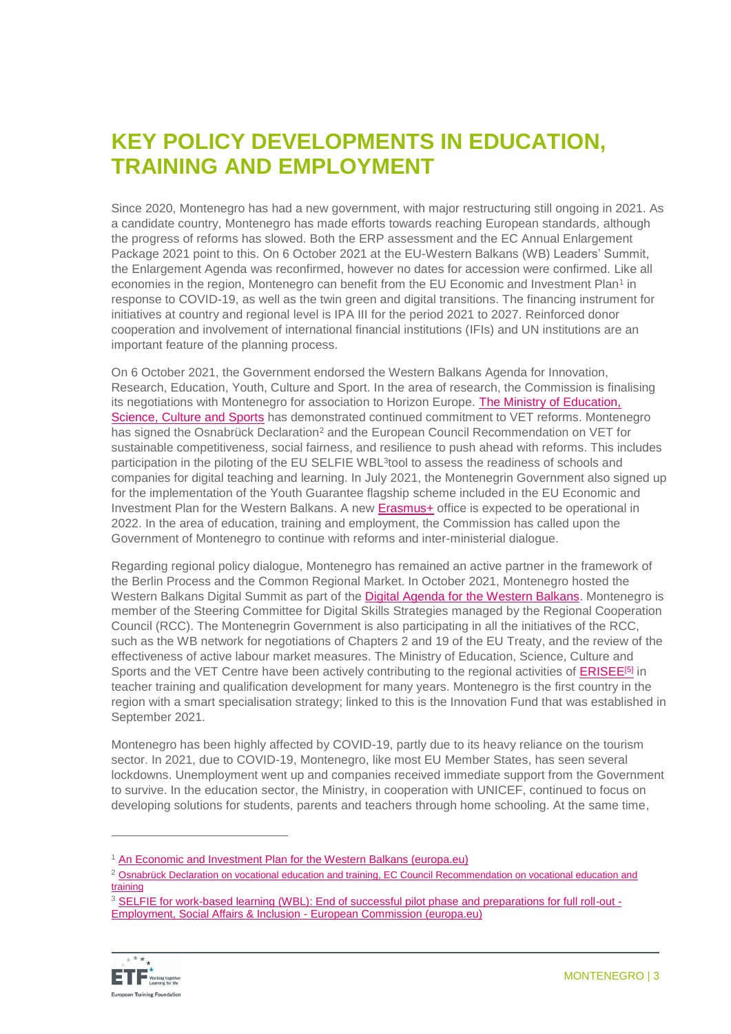# KEY POLICY DEVELOPMENTS IN EDUCATION, TRAINING AND EMPLOYMENT

Since 2020, Montenegro has had a new government, with major restructuring still ongoing in 2021. As a candidate country, Montenegro has made efforts towards reaching European standards, although the progress of reforms has slowed. Both the ERP assessment and the EC Annual Enlargement Package 2021 point to this. On 6 October 2021 at the EU-Western Balkans (WB) Leaders' Summit, the Enlargement Agenda was reconfirmed, however no dates for accession were confirmed. Like all economies in the region, Montenegro can benefit from the EU Economic and Investment Plan[1] in response to COVID-19, as well as the twin green and digital transitions. The financing instrument for initiatives at country and regional level is IPA III for the period 2021 to 2027. Reinforced donor cooperation and involvement of international financial institutions (IFIs) and UN institutions are an important feature of the planning process.

On 6 October 2021, the Government endorsed the Western Balkans Agenda for Innovation, Research, Education, Youth, Culture and Sport. In the area of research, the Commission is finalising its negotiations with Montenegro for association to Horizon Europe. The Ministry of Education, Science, Culture and Sports has demonstrated continued commitment to VET reforms. Montenegro has signed the Osnabrück Declaration[2] and the European Council Recommendation on VET for sustainable competitiveness, social fairness, and resilience to push ahead with reforms. This includes participation in the piloting of the EU SELFIE WBL[3]tool to assess the readiness of schools and companies for digital teaching and learning. In July 2021, the Montenegrin Government also signed up for the implementation of the Youth Guarantee flagship scheme included in the EU Economic and Investment Plan for the Western Balkans. A new Erasmus+ office is expected to be operational in 2022. In the area of education, training and employment, the Commission has called upon the Government of Montenegro to continue with reforms and inter-ministerial dialogue.

Regarding regional policy dialogue, Montenegro has remained an active partner in the framework of the Berlin Process and the Common Regional Market. In October 2021, Montenegro hosted the Western Balkans Digital Summit as part of the Digital Agenda for the Western Balkans. Montenegro is member of the Steering Committee for Digital Skills Strategies managed by the Regional Cooperation Council (RCC). The Montenegrin Government is also participating in all the initiatives of the RCC, such as the WB network for negotiations of Chapters 2 and 19 of the EU Treaty, and the review of the effectiveness of active labour market measures. The Ministry of Education, Science, Culture and Sports and the VET Centre have been actively contributing to the regional activities of ERISEE[5] in teacher training and qualification development for many years. Montenegro is the first country in the region with a smart specialisation strategy; linked to this is the Innovation Fund that was established in September 2021.

Montenegro has been highly affected by COVID-19, partly due to its heavy reliance on the tourism sector. In 2021, due to COVID-19, Montenegro, like most EU Member States, has seen several lockdowns. Unemployment went up and companies received immediate support from the Government to survive. In the education sector, the Ministry, in cooperation with UNICEF, continued to focus on developing solutions for students, parents and teachers through home schooling. At the same time,

---

[1] An Economic and Investment Plan for the Western Balkans (europa.eu)

[2] Osnabrück Declaration on vocational education and training, EC Council Recommendation on vocational education and training

[3] SELFIE for work-based learning (WBL): End of successful pilot phase and preparations for full roll-out - Employment, Social Affairs & Inclusion - European Commission (europa.eu)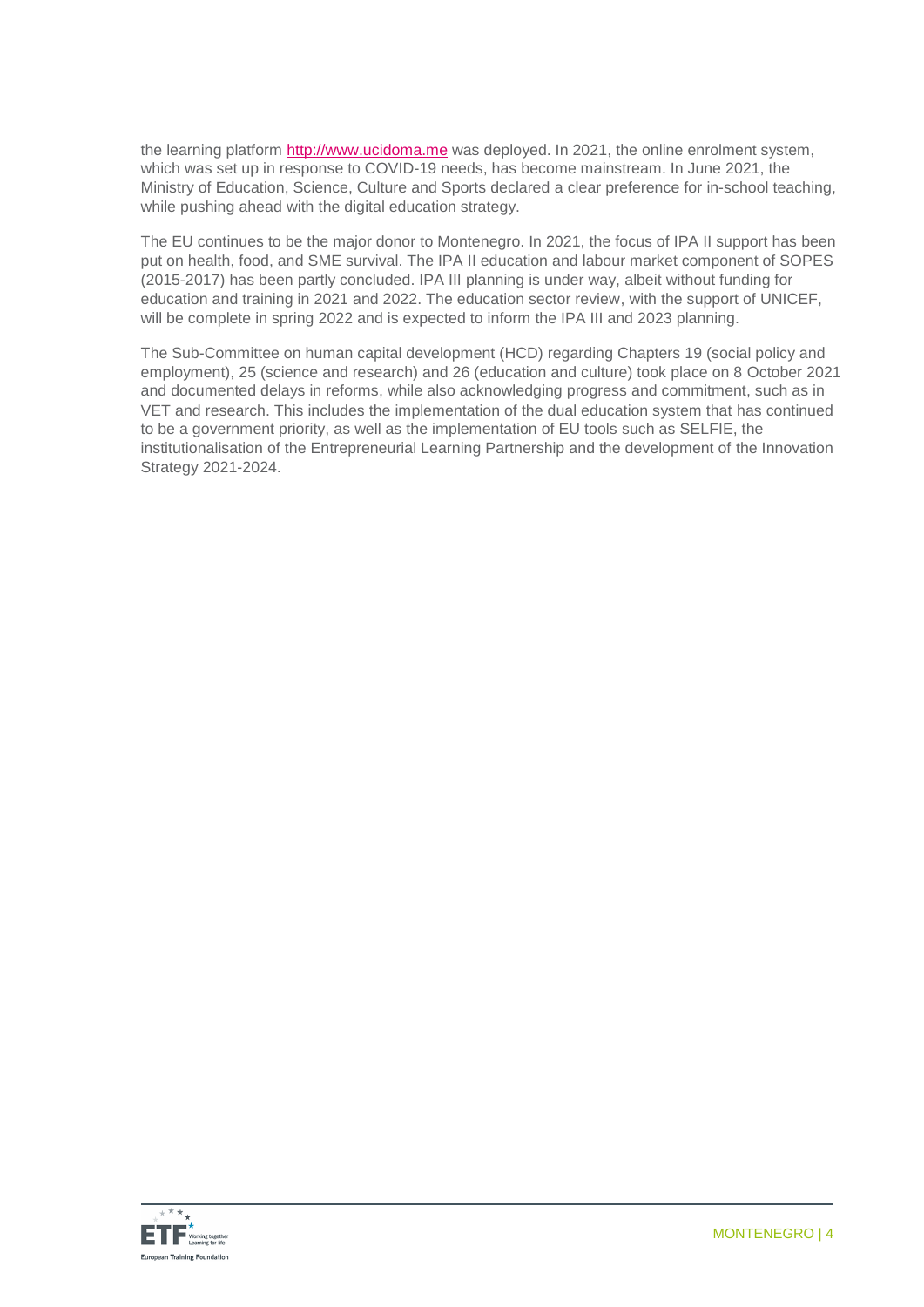the learning platform [http://www.ucidoma.me](http://www.ucidoma.me) was deployed. In 2021, the online enrolment system, which was set up in response to COVID-19 needs, has become mainstream. In June 2021, the Ministry of Education, Science, Culture and Sports declared a clear preference for in-school teaching, while pushing ahead with the digital education strategy.

The EU continues to be the major donor to Montenegro. In 2021, the focus of IPA II support has been put on health, food, and SME survival. The IPA II education and labour market component of SOPES (2015-2017) has been partly concluded. IPA III planning is under way, albeit without funding for education and training in 2021 and 2022. The education sector review, with the support of UNICEF, will be complete in spring 2022 and is expected to inform the IPA III and 2023 planning.

The Sub-Committee on human capital development (HCD) regarding Chapters 19 (social policy and employment), 25 (science and research) and 26 (education and culture) took place on 8 October 2021 and documented delays in reforms, while also acknowledging progress and commitment, such as in VET and research. This includes the implementation of the dual education system that has continued to be a government priority, as well as the implementation of EU tools such as SELFIE, the institutionalisation of the Entrepreneurial Learning Partnership and the development of the Innovation Strategy 2021-2024.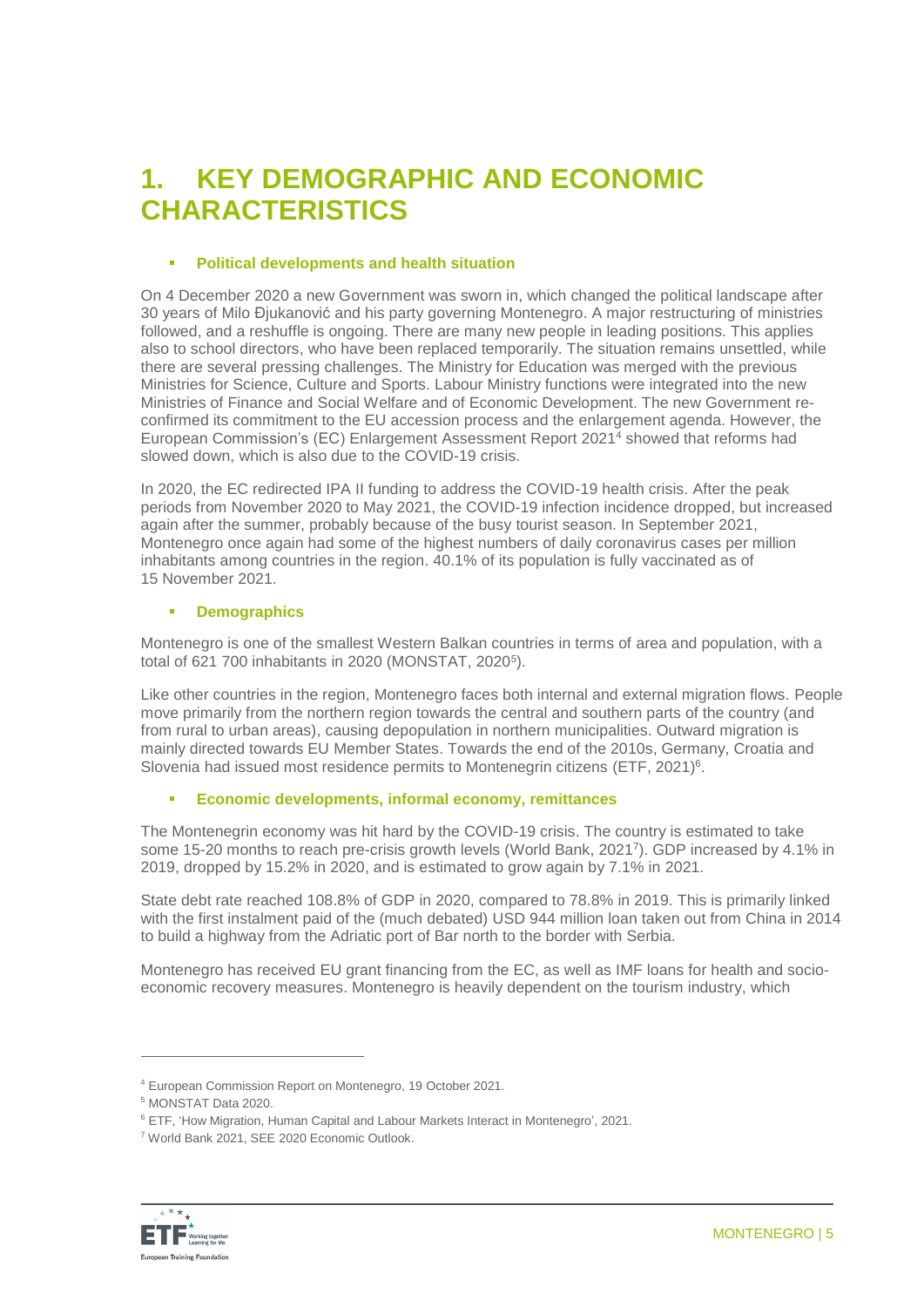# 1. KEY DEMOGRAPHIC AND ECONOMIC CHARACTERISTICS

- **Political developments and health situation**

On 4 December 2020 a new Government was sworn in, which changed the political landscape after 30 years of Milo Đjukanović and his party governing Montenegro. A major restructuring of ministries followed, and a reshuffle is ongoing. There are many new people in leading positions. This applies also to school directors, who have been replaced temporarily. The situation remains unsettled, while there are several pressing challenges. The Ministry for Education was merged with the previous Ministries for Science, Culture and Sports. Labour Ministry functions were integrated into the new Ministries of Finance and Social Welfare and of Economic Development. The new Government re-confirmed its commitment to the EU accession process and the enlargement agenda. However, the European Commission's (EC) Enlargement Assessment Report 2021[4] showed that reforms had slowed down, which is also due to the COVID-19 crisis.

In 2020, the EC redirected IPA II funding to address the COVID-19 health crisis. After the peak periods from November 2020 to May 2021, the COVID-19 infection incidence dropped, but increased again after the summer, probably because of the busy tourist season. In September 2021, Montenegro once again had some of the highest numbers of daily coronavirus cases per million inhabitants among countries in the region. 40.1% of its population is fully vaccinated as of 15 November 2021.

- **Demographics**

Montenegro is one of the smallest Western Balkan countries in terms of area and population, with a total of 621 700 inhabitants in 2020 (MONSTAT, 2020[5]).

Like other countries in the region, Montenegro faces both internal and external migration flows. People move primarily from the northern region towards the central and southern parts of the country (and from rural to urban areas), causing depopulation in northern municipalities. Outward migration is mainly directed towards EU Member States. Towards the end of the 2010s, Germany, Croatia and Slovenia had issued most residence permits to Montenegrin citizens (ETF, 2021)[6].

- **Economic developments, informal economy, remittances**

The Montenegrin economy was hit hard by the COVID-19 crisis. The country is estimated to take some 15-20 months to reach pre-crisis growth levels (World Bank, 2021[7]). GDP increased by 4.1% in 2019, dropped by 15.2% in 2020, and is estimated to grow again by 7.1% in 2021.

State debt rate reached 108.8% of GDP in 2020, compared to 78.8% in 2019. This is primarily linked with the first instalment paid of the (much debated) USD 944 million loan taken out from China in 2014 to build a highway from the Adriatic port of Bar north to the border with Serbia.

Montenegro has received EU grant financing from the EC, as well as IMF loans for health and socio-economic recovery measures. Montenegro is heavily dependent on the tourism industry, which

---

[4] European Commission Report on Montenegro, 19 October 2021.

[5] MONSTAT Data 2020.

[6] ETF, 'How Migration, Human Capital and Labour Markets Interact in Montenegro', 2021.

[7] World Bank 2021, SEE 2020 Economic Outlook.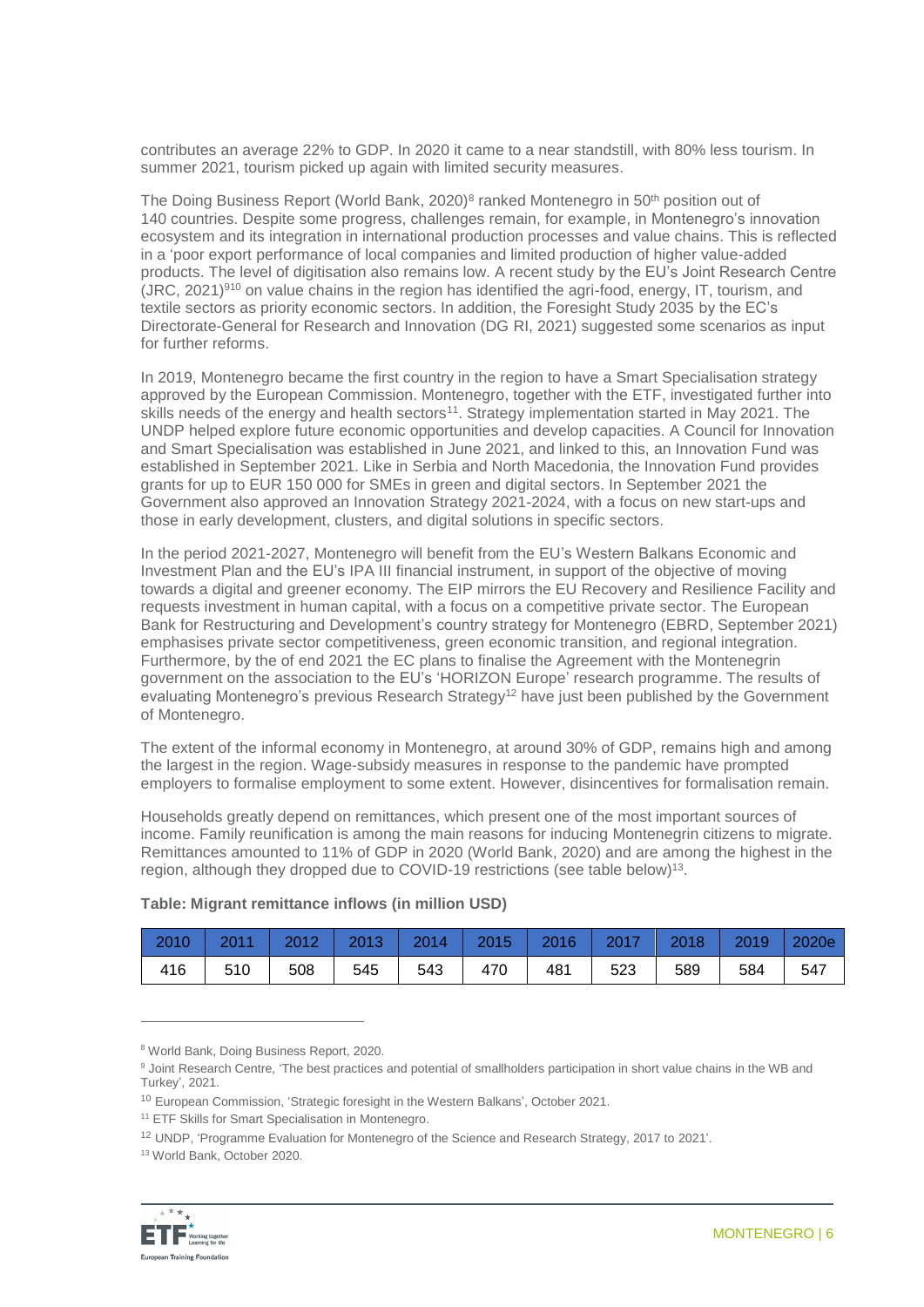contributes an average 22% to GDP. In 2020 it came to a near standstill, with 80% less tourism. In summer 2021, tourism picked up again with limited security measures.

The Doing Business Report (World Bank, 2020)[8] ranked Montenegro in 50th position out of 140 countries. Despite some progress, challenges remain, for example, in Montenegro's innovation ecosystem and its integration in international production processes and value chains. This is reflected in a 'poor export performance of local companies and limited production of higher value-added products. The level of digitisation also remains low. A recent study by the EU's Joint Research Centre (JRC, 2021)[9,10] on value chains in the region has identified the agri-food, energy, IT, tourism, and textile sectors as priority economic sectors. In addition, the Foresight Study 2035 by the EC's Directorate-General for Research and Innovation (DG RI, 2021) suggested some scenarios as input for further reforms.

In 2019, Montenegro became the first country in the region to have a Smart Specialisation strategy approved by the European Commission. Montenegro, together with the ETF, investigated further into skills needs of the energy and health sectors[11]. Strategy implementation started in May 2021. The UNDP helped explore future economic opportunities and develop capacities. A Council for Innovation and Smart Specialisation was established in June 2021, and linked to this, an Innovation Fund was established in September 2021. Like in Serbia and North Macedonia, the Innovation Fund provides grants for up to EUR 150 000 for SMEs in green and digital sectors. In September 2021 the Government also approved an Innovation Strategy 2021-2024, with a focus on new start-ups and those in early development, clusters, and digital solutions in specific sectors.

In the period 2021-2027, Montenegro will benefit from the EU's Western Balkans Economic and Investment Plan and the EU's IPA III financial instrument, in support of the objective of moving towards a digital and greener economy. The EIP mirrors the EU Recovery and Resilience Facility and requests investment in human capital, with a focus on a competitive private sector. The European Bank for Restructuring and Development's country strategy for Montenegro (EBRD, September 2021) emphasises private sector competitiveness, green economic transition, and regional integration. Furthermore, by the of end 2021 the EC plans to finalise the Agreement with the Montenegrin government on the association to the EU's 'HORIZON Europe' research programme. The results of evaluating Montenegro's previous Research Strategy[12] have just been published by the Government of Montenegro.

The extent of the informal economy in Montenegro, at around 30% of GDP, remains high and among the largest in the region. Wage-subsidy measures in response to the pandemic have prompted employers to formalise employment to some extent. However, disincentives for formalisation remain.

Households greatly depend on remittances, which present one of the most important sources of income. Family reunification is among the main reasons for inducing Montenegrin citizens to migrate. Remittances amounted to 11% of GDP in 2020 (World Bank, 2020) and are among the highest in the region, although they dropped due to COVID-19 restrictions (see table below)[13].

**Table: Migrant remittance inflows (in million USD)**

| 2010 | 2011 | 2012 | 2013 | 2014 | 2015 | 2016 | 2017 | 2018 | 2019 | 2020e |
|---|---|---|---|---|---|---|---|---|---|---|
| 416 | 510 | 508 | 545 | 543 | 470 | 481 | 523 | 589 | 584 | 547 |

---

[8] World Bank, Doing Business Report, 2020.

[9] Joint Research Centre, 'The best practices and potential of smallholders participation in short value chains in the WB and Turkey', 2021.

[10] European Commission, 'Strategic foresight in the Western Balkans', October 2021.

[11] ETF Skills for Smart Specialisation in Montenegro.

[12] UNDP, 'Programme Evaluation for Montenegro of the Science and Research Strategy, 2017 to 2021'.

[13] World Bank, October 2020.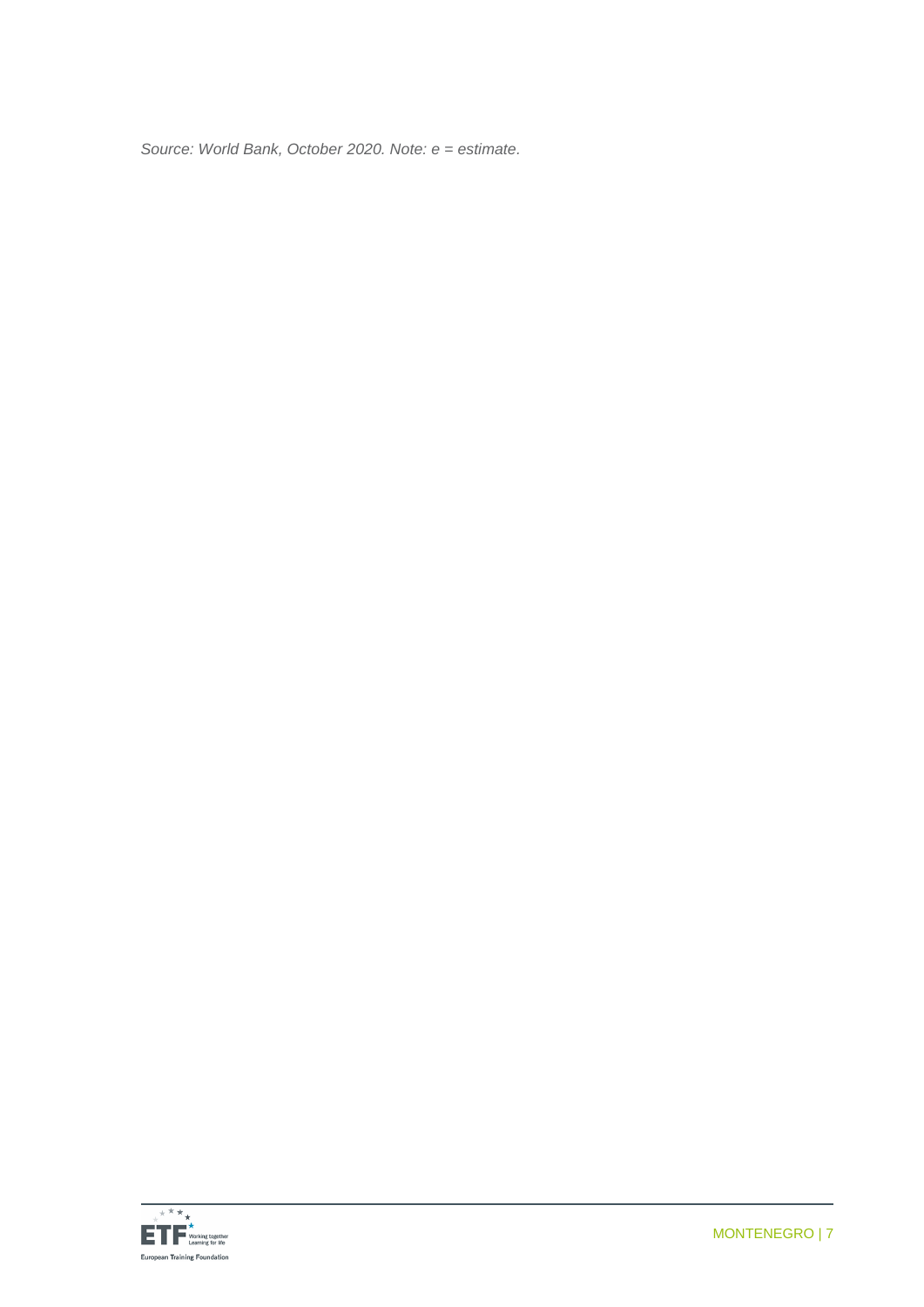*Source: World Bank, October 2020. Note: e = estimate.*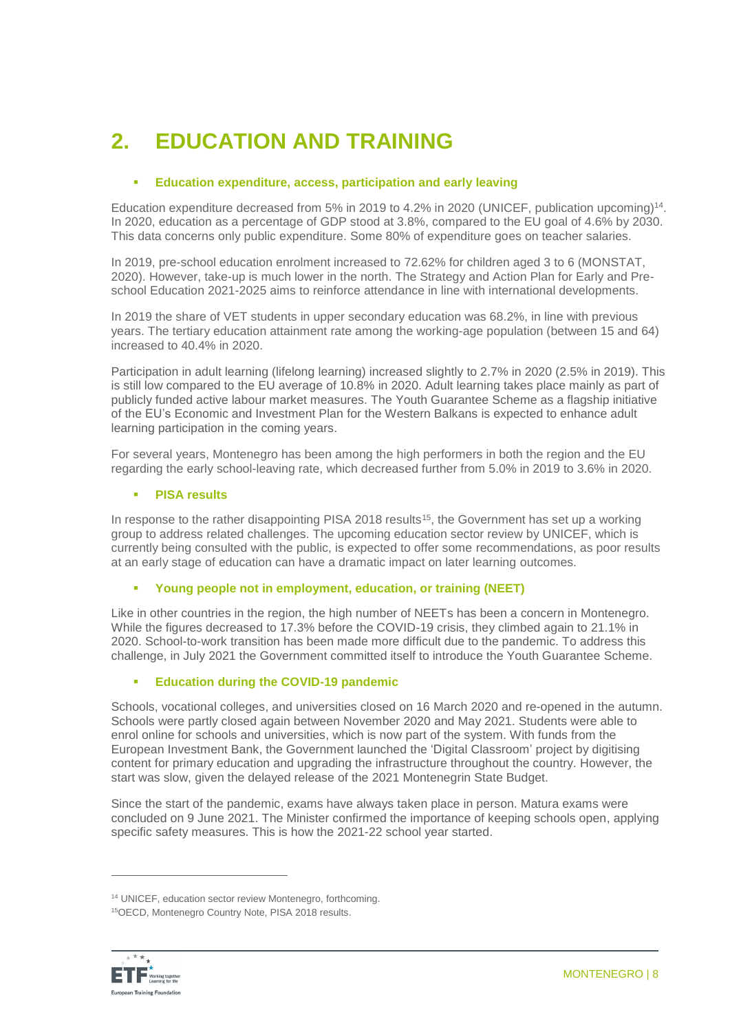# 2. EDUCATION AND TRAINING

- **Education expenditure, access, participation and early leaving**

Education expenditure decreased from 5% in 2019 to 4.2% in 2020 (UNICEF, publication upcoming)[14]. In 2020, education as a percentage of GDP stood at 3.8%, compared to the EU goal of 4.6% by 2030. This data concerns only public expenditure. Some 80% of expenditure goes on teacher salaries.

In 2019, pre-school education enrolment increased to 72.62% for children aged 3 to 6 (MONSTAT, 2020). However, take-up is much lower in the north. The Strategy and Action Plan for Early and Pre-school Education 2021-2025 aims to reinforce attendance in line with international developments.

In 2019 the share of VET students in upper secondary education was 68.2%, in line with previous years. The tertiary education attainment rate among the working-age population (between 15 and 64) increased to 40.4% in 2020.

Participation in adult learning (lifelong learning) increased slightly to 2.7% in 2020 (2.5% in 2019). This is still low compared to the EU average of 10.8% in 2020. Adult learning takes place mainly as part of publicly funded active labour market measures. The Youth Guarantee Scheme as a flagship initiative of the EU's Economic and Investment Plan for the Western Balkans is expected to enhance adult learning participation in the coming years.

For several years, Montenegro has been among the high performers in both the region and the EU regarding the early school-leaving rate, which decreased further from 5.0% in 2019 to 3.6% in 2020.

- **PISA results**

In response to the rather disappointing PISA 2018 results[15], the Government has set up a working group to address related challenges. The upcoming education sector review by UNICEF, which is currently being consulted with the public, is expected to offer some recommendations, as poor results at an early stage of education can have a dramatic impact on later learning outcomes.

- **Young people not in employment, education, or training (NEET)**

Like in other countries in the region, the high number of NEETs has been a concern in Montenegro. While the figures decreased to 17.3% before the COVID-19 crisis, they climbed again to 21.1% in 2020. School-to-work transition has been made more difficult due to the pandemic. To address this challenge, in July 2021 the Government committed itself to introduce the Youth Guarantee Scheme.

- **Education during the COVID-19 pandemic**

Schools, vocational colleges, and universities closed on 16 March 2020 and re-opened in the autumn. Schools were partly closed again between November 2020 and May 2021. Students were able to enrol online for schools and universities, which is now part of the system. With funds from the European Investment Bank, the Government launched the 'Digital Classroom' project by digitising content for primary education and upgrading the infrastructure throughout the country. However, the start was slow, given the delayed release of the 2021 Montenegrin State Budget.

Since the start of the pandemic, exams have always taken place in person. Matura exams were concluded on 9 June 2021. The Minister confirmed the importance of keeping schools open, applying specific safety measures. This is how the 2021-22 school year started.

---

[14] UNICEF, education sector review Montenegro, forthcoming.

[15] OECD, Montenegro Country Note, PISA 2018 results.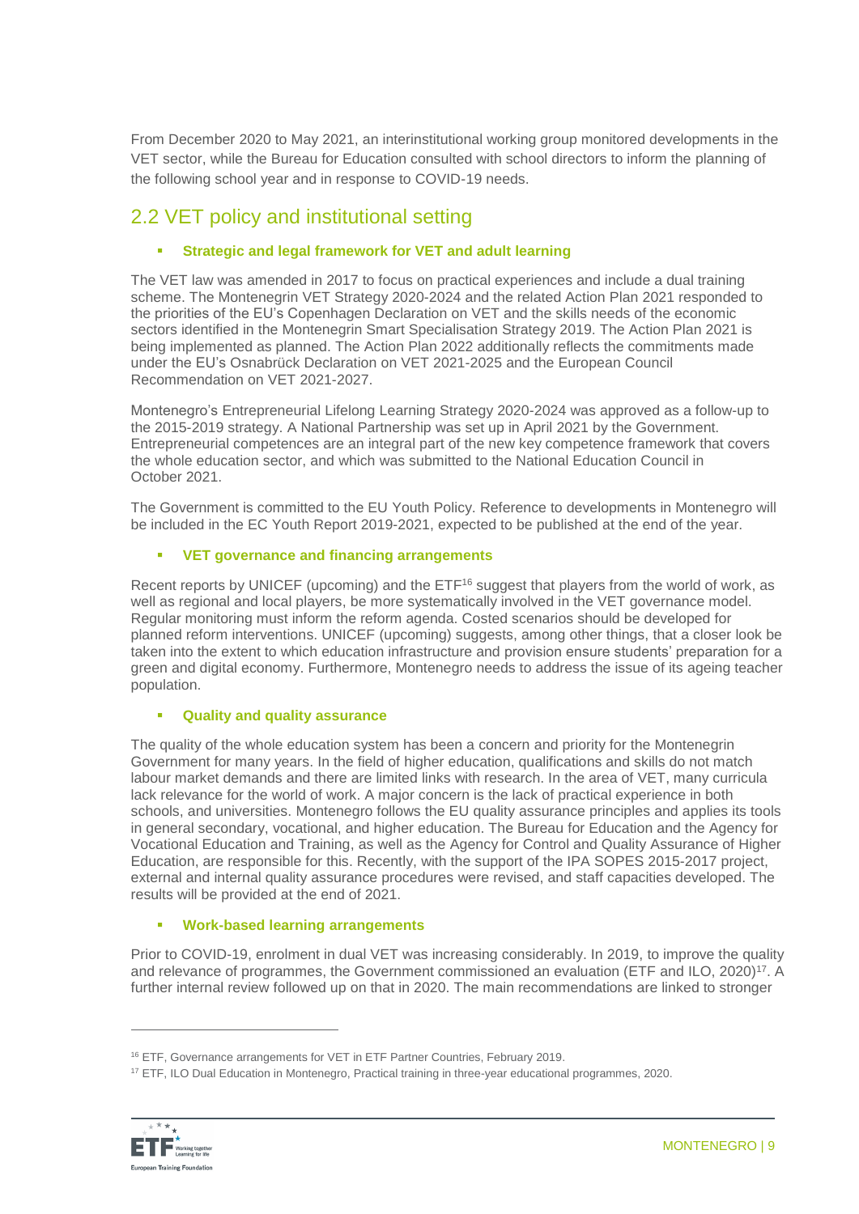From December 2020 to May 2021, an interinstitutional working group monitored developments in the VET sector, while the Bureau for Education consulted with school directors to inform the planning of the following school year and in response to COVID-19 needs.

## 2.2 VET policy and institutional setting

- **Strategic and legal framework for VET and adult learning**

The VET law was amended in 2017 to focus on practical experiences and include a dual training scheme. The Montenegrin VET Strategy 2020-2024 and the related Action Plan 2021 responded to the priorities of the EU's Copenhagen Declaration on VET and the skills needs of the economic sectors identified in the Montenegrin Smart Specialisation Strategy 2019. The Action Plan 2021 is being implemented as planned. The Action Plan 2022 additionally reflects the commitments made under the EU's Osnabrück Declaration on VET 2021-2025 and the European Council Recommendation on VET 2021-2027.

Montenegro's Entrepreneurial Lifelong Learning Strategy 2020-2024 was approved as a follow-up to the 2015-2019 strategy. A National Partnership was set up in April 2021 by the Government. Entrepreneurial competences are an integral part of the new key competence framework that covers the whole education sector, and which was submitted to the National Education Council in October 2021.

The Government is committed to the EU Youth Policy. Reference to developments in Montenegro will be included in the EC Youth Report 2019-2021, expected to be published at the end of the year.

- **VET governance and financing arrangements**

Recent reports by UNICEF (upcoming) and the ETF[16] suggest that players from the world of work, as well as regional and local players, be more systematically involved in the VET governance model. Regular monitoring must inform the reform agenda. Costed scenarios should be developed for planned reform interventions. UNICEF (upcoming) suggests, among other things, that a closer look be taken into the extent to which education infrastructure and provision ensure students' preparation for a green and digital economy. Furthermore, Montenegro needs to address the issue of its ageing teacher population.

- **Quality and quality assurance**

The quality of the whole education system has been a concern and priority for the Montenegrin Government for many years. In the field of higher education, qualifications and skills do not match labour market demands and there are limited links with research. In the area of VET, many curricula lack relevance for the world of work. A major concern is the lack of practical experience in both schools, and universities. Montenegro follows the EU quality assurance principles and applies its tools in general secondary, vocational, and higher education. The Bureau for Education and the Agency for Vocational Education and Training, as well as the Agency for Control and Quality Assurance of Higher Education, are responsible for this. Recently, with the support of the IPA SOPES 2015-2017 project, external and internal quality assurance procedures were revised, and staff capacities developed. The results will be provided at the end of 2021.

- **Work-based learning arrangements**

Prior to COVID-19, enrolment in dual VET was increasing considerably. In 2019, to improve the quality and relevance of programmes, the Government commissioned an evaluation (ETF and ILO, 2020)[17]. A further internal review followed up on that in 2020. The main recommendations are linked to stronger

---

[16] ETF, Governance arrangements for VET in ETF Partner Countries, February 2019.

[17] ETF, ILO Dual Education in Montenegro, Practical training in three-year educational programmes, 2020.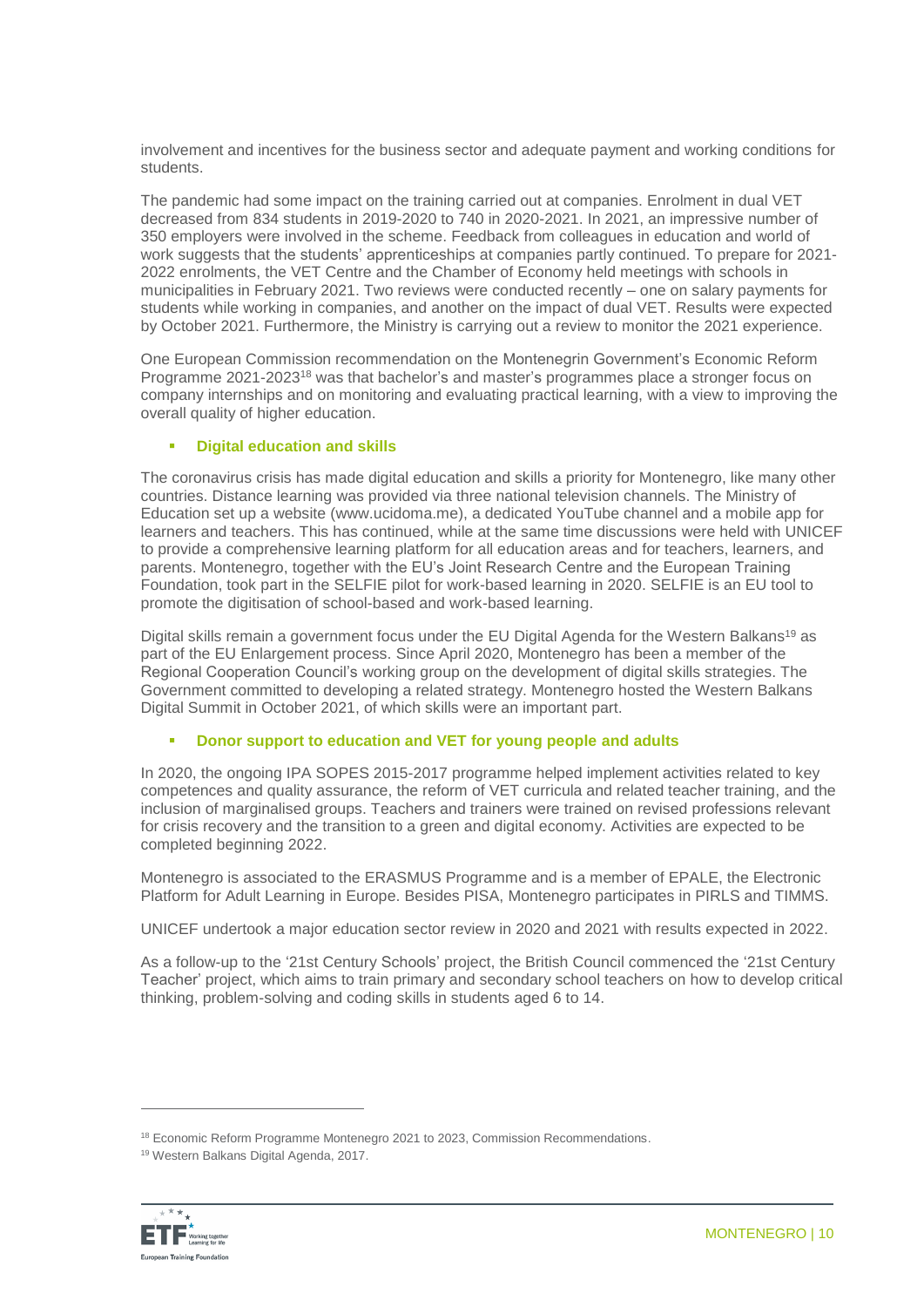involvement and incentives for the business sector and adequate payment and working conditions for students.

The pandemic had some impact on the training carried out at companies. Enrolment in dual VET decreased from 834 students in 2019-2020 to 740 in 2020-2021. In 2021, an impressive number of 350 employers were involved in the scheme. Feedback from colleagues in education and world of work suggests that the students' apprenticeships at companies partly continued. To prepare for 2021-2022 enrolments, the VET Centre and the Chamber of Economy held meetings with schools in municipalities in February 2021. Two reviews were conducted recently – one on salary payments for students while working in companies, and another on the impact of dual VET. Results were expected by October 2021. Furthermore, the Ministry is carrying out a review to monitor the 2021 experience.

One European Commission recommendation on the Montenegrin Government's Economic Reform Programme 2021-2023[18] was that bachelor's and master's programmes place a stronger focus on company internships and on monitoring and evaluating practical learning, with a view to improving the overall quality of higher education.

- **Digital education and skills**

The coronavirus crisis has made digital education and skills a priority for Montenegro, like many other countries. Distance learning was provided via three national television channels. The Ministry of Education set up a website (www.ucidoma.me), a dedicated YouTube channel and a mobile app for learners and teachers. This has continued, while at the same time discussions were held with UNICEF to provide a comprehensive learning platform for all education areas and for teachers, learners, and parents. Montenegro, together with the EU's Joint Research Centre and the European Training Foundation, took part in the SELFIE pilot for work-based learning in 2020. SELFIE is an EU tool to promote the digitisation of school-based and work-based learning.

Digital skills remain a government focus under the EU Digital Agenda for the Western Balkans[19] as part of the EU Enlargement process. Since April 2020, Montenegro has been a member of the Regional Cooperation Council's working group on the development of digital skills strategies. The Government committed to developing a related strategy. Montenegro hosted the Western Balkans Digital Summit in October 2021, of which skills were an important part.

- **Donor support to education and VET for young people and adults**

In 2020, the ongoing IPA SOPES 2015-2017 programme helped implement activities related to key competences and quality assurance, the reform of VET curricula and related teacher training, and the inclusion of marginalised groups. Teachers and trainers were trained on revised professions relevant for crisis recovery and the transition to a green and digital economy. Activities are expected to be completed beginning 2022.

Montenegro is associated to the ERASMUS Programme and is a member of EPALE, the Electronic Platform for Adult Learning in Europe. Besides PISA, Montenegro participates in PIRLS and TIMMS.

UNICEF undertook a major education sector review in 2020 and 2021 with results expected in 2022.

As a follow-up to the '21st Century Schools' project, the British Council commenced the '21st Century Teacher' project, which aims to train primary and secondary school teachers on how to develop critical thinking, problem-solving and coding skills in students aged 6 to 14.

---

[18] Economic Reform Programme Montenegro 2021 to 2023, Commission Recommendations.

[19] Western Balkans Digital Agenda, 2017.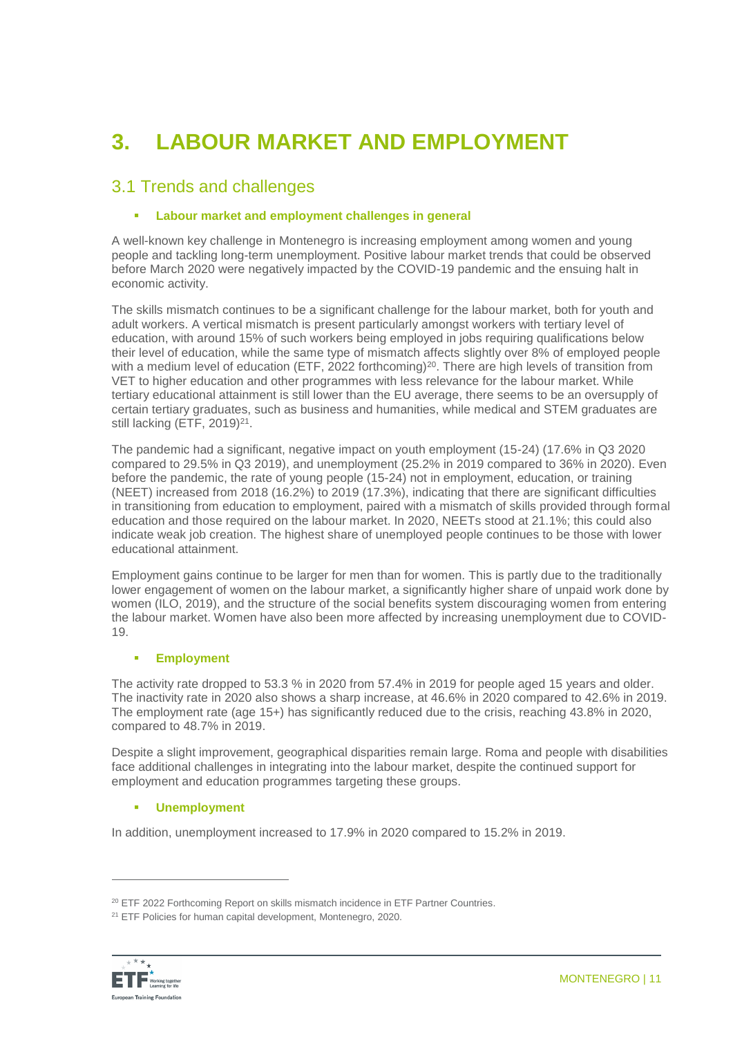# 3. LABOUR MARKET AND EMPLOYMENT

## 3.1 Trends and challenges

- **Labour market and employment challenges in general**

A well-known key challenge in Montenegro is increasing employment among women and young people and tackling long-term unemployment. Positive labour market trends that could be observed before March 2020 were negatively impacted by the COVID-19 pandemic and the ensuing halt in economic activity.

The skills mismatch continues to be a significant challenge for the labour market, both for youth and adult workers. A vertical mismatch is present particularly amongst workers with tertiary level of education, with around 15% of such workers being employed in jobs requiring qualifications below their level of education, while the same type of mismatch affects slightly over 8% of employed people with a medium level of education (ETF, 2022 forthcoming)[20]. There are high levels of transition from VET to higher education and other programmes with less relevance for the labour market. While tertiary educational attainment is still lower than the EU average, there seems to be an oversupply of certain tertiary graduates, such as business and humanities, while medical and STEM graduates are still lacking (ETF, 2019)[21].

The pandemic had a significant, negative impact on youth employment (15-24) (17.6% in Q3 2020 compared to 29.5% in Q3 2019), and unemployment (25.2% in 2019 compared to 36% in 2020). Even before the pandemic, the rate of young people (15-24) not in employment, education, or training (NEET) increased from 2018 (16.2%) to 2019 (17.3%), indicating that there are significant difficulties in transitioning from education to employment, paired with a mismatch of skills provided through formal education and those required on the labour market. In 2020, NEETs stood at 21.1%; this could also indicate weak job creation. The highest share of unemployed people continues to be those with lower educational attainment.

Employment gains continue to be larger for men than for women. This is partly due to the traditionally lower engagement of women on the labour market, a significantly higher share of unpaid work done by women (ILO, 2019), and the structure of the social benefits system discouraging women from entering the labour market. Women have also been more affected by increasing unemployment due to COVID-19.

- **Employment**

The activity rate dropped to 53.3 % in 2020 from 57.4% in 2019 for people aged 15 years and older. The inactivity rate in 2020 also shows a sharp increase, at 46.6% in 2020 compared to 42.6% in 2019. The employment rate (age 15+) has significantly reduced due to the crisis, reaching 43.8% in 2020, compared to 48.7% in 2019.

Despite a slight improvement, geographical disparities remain large. Roma and people with disabilities face additional challenges in integrating into the labour market, despite the continued support for employment and education programmes targeting these groups.

- **Unemployment**

In addition, unemployment increased to 17.9% in 2020 compared to 15.2% in 2019.

---

[20] ETF 2022 Forthcoming Report on skills mismatch incidence in ETF Partner Countries.

[21] ETF Policies for human capital development, Montenegro, 2020.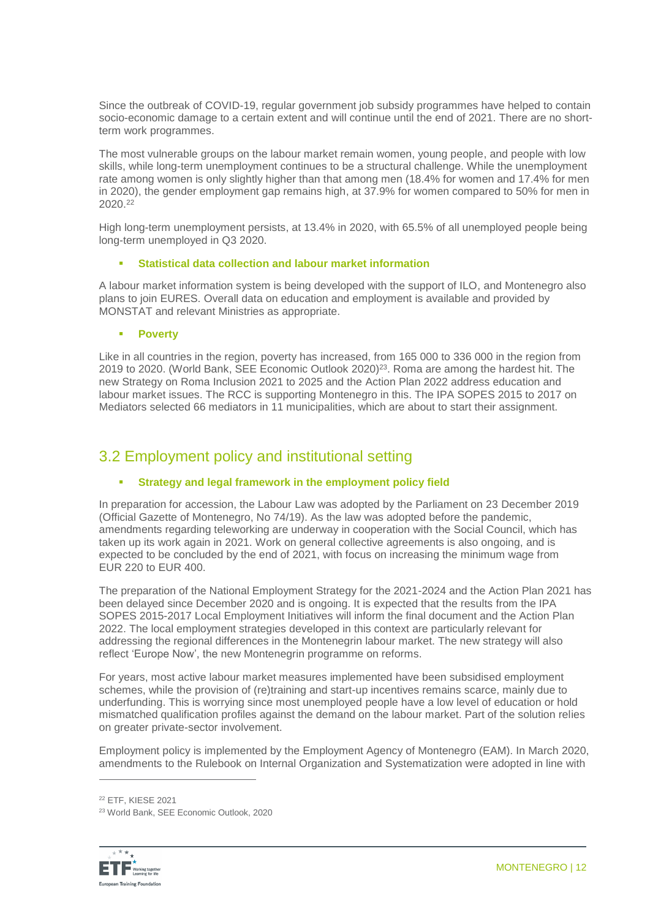Since the outbreak of COVID-19, regular government job subsidy programmes have helped to contain socio-economic damage to a certain extent and will continue until the end of 2021. There are no short-term work programmes.

The most vulnerable groups on the labour market remain women, young people, and people with low skills, while long-term unemployment continues to be a structural challenge. While the unemployment rate among women is only slightly higher than that among men (18.4% for women and 17.4% for men in 2020), the gender employment gap remains high, at 37.9% for women compared to 50% for men in 2020.[22]

High long-term unemployment persists, at 13.4% in 2020, with 65.5% of all unemployed people being long-term unemployed in Q3 2020.

- **Statistical data collection and labour market information**

A labour market information system is being developed with the support of ILO, and Montenegro also plans to join EURES. Overall data on education and employment is available and provided by MONSTAT and relevant Ministries as appropriate.

- **Poverty**

Like in all countries in the region, poverty has increased, from 165 000 to 336 000 in the region from 2019 to 2020. (World Bank, SEE Economic Outlook 2020)[23]. Roma are among the hardest hit. The new Strategy on Roma Inclusion 2021 to 2025 and the Action Plan 2022 address education and labour market issues. The RCC is supporting Montenegro in this. The IPA SOPES 2015 to 2017 on Mediators selected 66 mediators in 11 municipalities, which are about to start their assignment.

## 3.2 Employment policy and institutional setting

- **Strategy and legal framework in the employment policy field**

In preparation for accession, the Labour Law was adopted by the Parliament on 23 December 2019 (Official Gazette of Montenegro, No 74/19). As the law was adopted before the pandemic, amendments regarding teleworking are underway in cooperation with the Social Council, which has taken up its work again in 2021. Work on general collective agreements is also ongoing, and is expected to be concluded by the end of 2021, with focus on increasing the minimum wage from EUR 220 to EUR 400.

The preparation of the National Employment Strategy for the 2021-2024 and the Action Plan 2021 has been delayed since December 2020 and is ongoing. It is expected that the results from the IPA SOPES 2015-2017 Local Employment Initiatives will inform the final document and the Action Plan 2022. The local employment strategies developed in this context are particularly relevant for addressing the regional differences in the Montenegrin labour market. The new strategy will also reflect 'Europe Now', the new Montenegrin programme on reforms.

For years, most active labour market measures implemented have been subsidised employment schemes, while the provision of (re)training and start-up incentives remains scarce, mainly due to underfunding. This is worrying since most unemployed people have a low level of education or hold mismatched qualification profiles against the demand on the labour market. Part of the solution relies on greater private-sector involvement.

Employment policy is implemented by the Employment Agency of Montenegro (EAM). In March 2020, amendments to the Rulebook on Internal Organization and Systematization were adopted in line with

[22] ETF, KIESE 2021

[23] World Bank, SEE Economic Outlook, 2020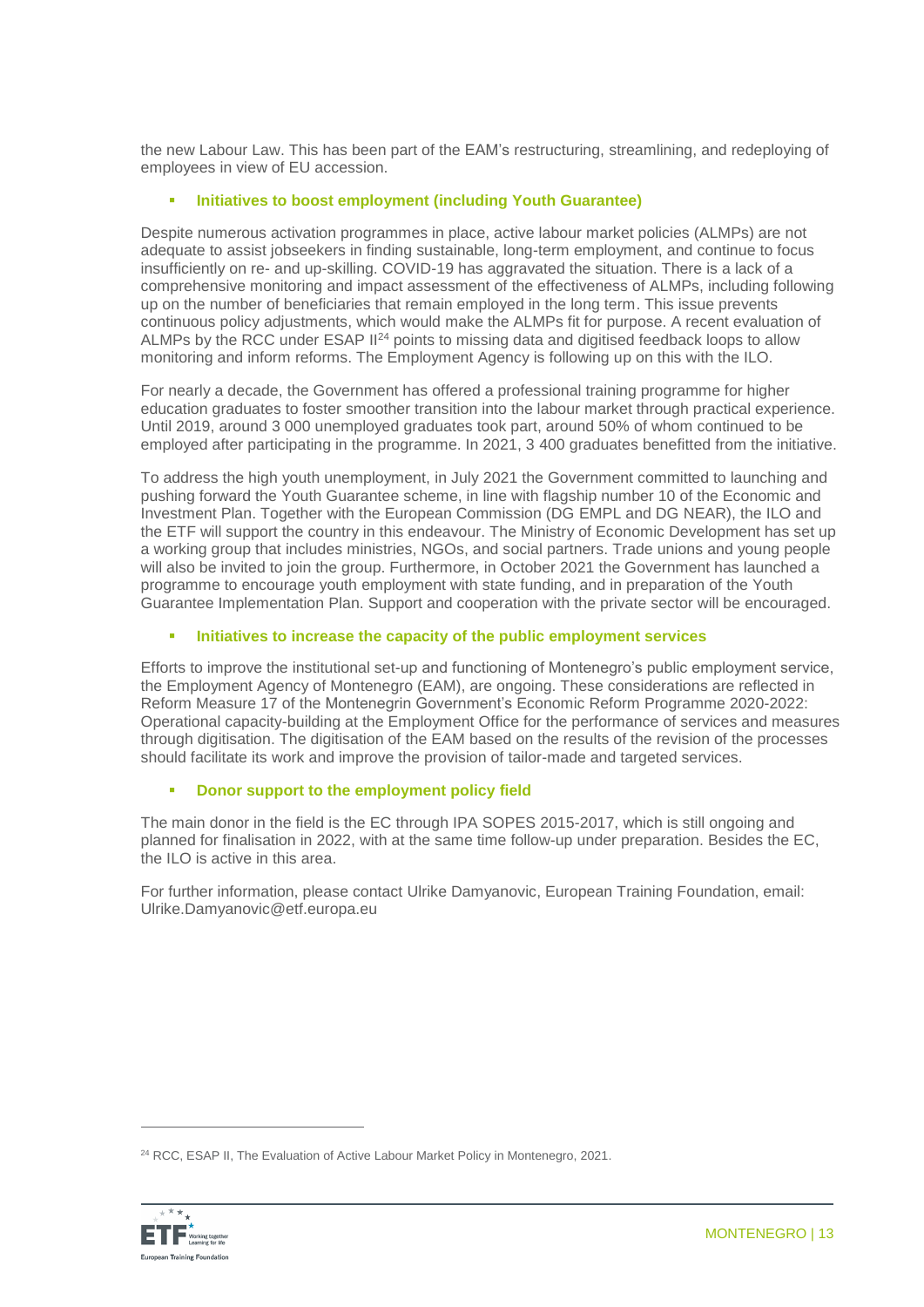the new Labour Law. This has been part of the EAM's restructuring, streamlining, and redeploying of employees in view of EU accession.

- **Initiatives to boost employment (including Youth Guarantee)**

Despite numerous activation programmes in place, active labour market policies (ALMPs) are not adequate to assist jobseekers in finding sustainable, long-term employment, and continue to focus insufficiently on re- and up-skilling. COVID-19 has aggravated the situation. There is a lack of a comprehensive monitoring and impact assessment of the effectiveness of ALMPs, including following up on the number of beneficiaries that remain employed in the long term. This issue prevents continuous policy adjustments, which would make the ALMPs fit for purpose. A recent evaluation of ALMPs by the RCC under ESAP II[24] points to missing data and digitised feedback loops to allow monitoring and inform reforms. The Employment Agency is following up on this with the ILO.

For nearly a decade, the Government has offered a professional training programme for higher education graduates to foster smoother transition into the labour market through practical experience. Until 2019, around 3 000 unemployed graduates took part, around 50% of whom continued to be employed after participating in the programme. In 2021, 3 400 graduates benefitted from the initiative.

To address the high youth unemployment, in July 2021 the Government committed to launching and pushing forward the Youth Guarantee scheme, in line with flagship number 10 of the Economic and Investment Plan. Together with the European Commission (DG EMPL and DG NEAR), the ILO and the ETF will support the country in this endeavour. The Ministry of Economic Development has set up a working group that includes ministries, NGOs, and social partners. Trade unions and young people will also be invited to join the group. Furthermore, in October 2021 the Government has launched a programme to encourage youth employment with state funding, and in preparation of the Youth Guarantee Implementation Plan. Support and cooperation with the private sector will be encouraged.

- **Initiatives to increase the capacity of the public employment services**

Efforts to improve the institutional set-up and functioning of Montenegro's public employment service, the Employment Agency of Montenegro (EAM), are ongoing. These considerations are reflected in Reform Measure 17 of the Montenegrin Government's Economic Reform Programme 2020-2022: Operational capacity-building at the Employment Office for the performance of services and measures through digitisation. The digitisation of the EAM based on the results of the revision of the processes should facilitate its work and improve the provision of tailor-made and targeted services.

- **Donor support to the employment policy field**

The main donor in the field is the EC through IPA SOPES 2015-2017, which is still ongoing and planned for finalisation in 2022, with at the same time follow-up under preparation. Besides the EC, the ILO is active in this area.

For further information, please contact Ulrike Damyanovic, European Training Foundation, email: Ulrike.Damyanovic@etf.europa.eu

[24] RCC, ESAP II, The Evaluation of Active Labour Market Policy in Montenegro, 2021.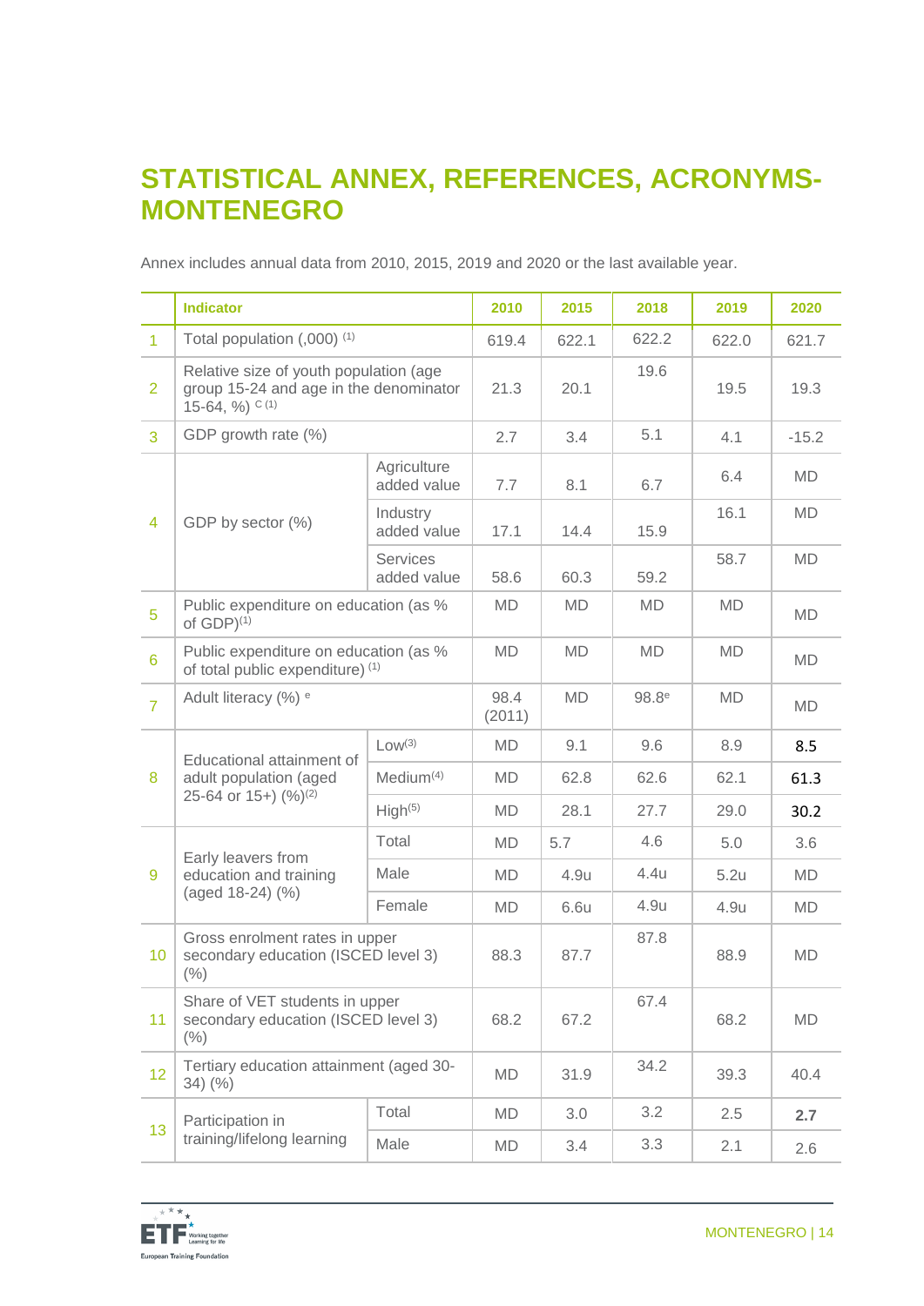# STATISTICAL ANNEX, REFERENCES, ACRONYMS-MONTENEGRO

Annex includes annual data from 2010, 2015, 2019 and 2020 or the last available year.

| | Indicator | | 2010 | 2015 | 2018 | 2019 | 2020 |
|---|---|---|---|---|---|---|---|
| 1 | Total population (,000) (1) | | 619.4 | 622.1 | 622.2 | 622.0 | 621.7 |
| 2 | Relative size of youth population (age group 15-24 and age in the denominator 15-64, %) C (1) | | 21.3 | 20.1 | 19.6 | 19.5 | 19.3 |
| 3 | GDP growth rate (%) | | 2.7 | 3.4 | 5.1 | 4.1 | -15.2 |
| 4 | GDP by sector (%) | Agriculture added value | 7.7 | 8.1 | 6.7 | 6.4 | MD |
| | | Industry added value | 17.1 | 14.4 | 15.9 | 16.1 | MD |
| | | Services added value | 58.6 | 60.3 | 59.2 | 58.7 | MD |
| 5 | Public expenditure on education (as % of GDP)(1) | | MD | MD | MD | MD | MD |
| 6 | Public expenditure on education (as % of total public expenditure) (1) | | MD | MD | MD | MD | MD |
| 7 | Adult literacy (%) e | | 98.4 (2011) | MD | 98.8e | MD | MD |
| 8 | Educational attainment of adult population (aged 25-64 or 15+) (%)(2) | Low(3) | MD | 9.1 | 9.6 | 8.9 | 8.5 |
| | | Medium(4) | MD | 62.8 | 62.6 | 62.1 | 61.3 |
| | | High(5) | MD | 28.1 | 27.7 | 29.0 | 30.2 |
| 9 | Early leavers from education and training (aged 18-24) (%) | Total | MD | 5.7 | 4.6 | 5.0 | 3.6 |
| | | Male | MD | 4.9u | 4.4u | 5.2u | MD |
| | | Female | MD | 6.6u | 4.9u | 4.9u | MD |
| 10 | Gross enrolment rates in upper secondary education (ISCED level 3) (%) | | 88.3 | 87.7 | 87.8 | 88.9 | MD |
| 11 | Share of VET students in upper secondary education (ISCED level 3) (%) | | 68.2 | 67.2 | 67.4 | 68.2 | MD |
| 12 | Tertiary education attainment (aged 30-34) (%) | | MD | 31.9 | 34.2 | 39.3 | 40.4 |
| 13 | Participation in training/lifelong learning | Total | MD | 3.0 | 3.2 | 2.5 | 2.7 |
| | | Male | MD | 3.4 | 3.3 | 2.1 | 2.6 |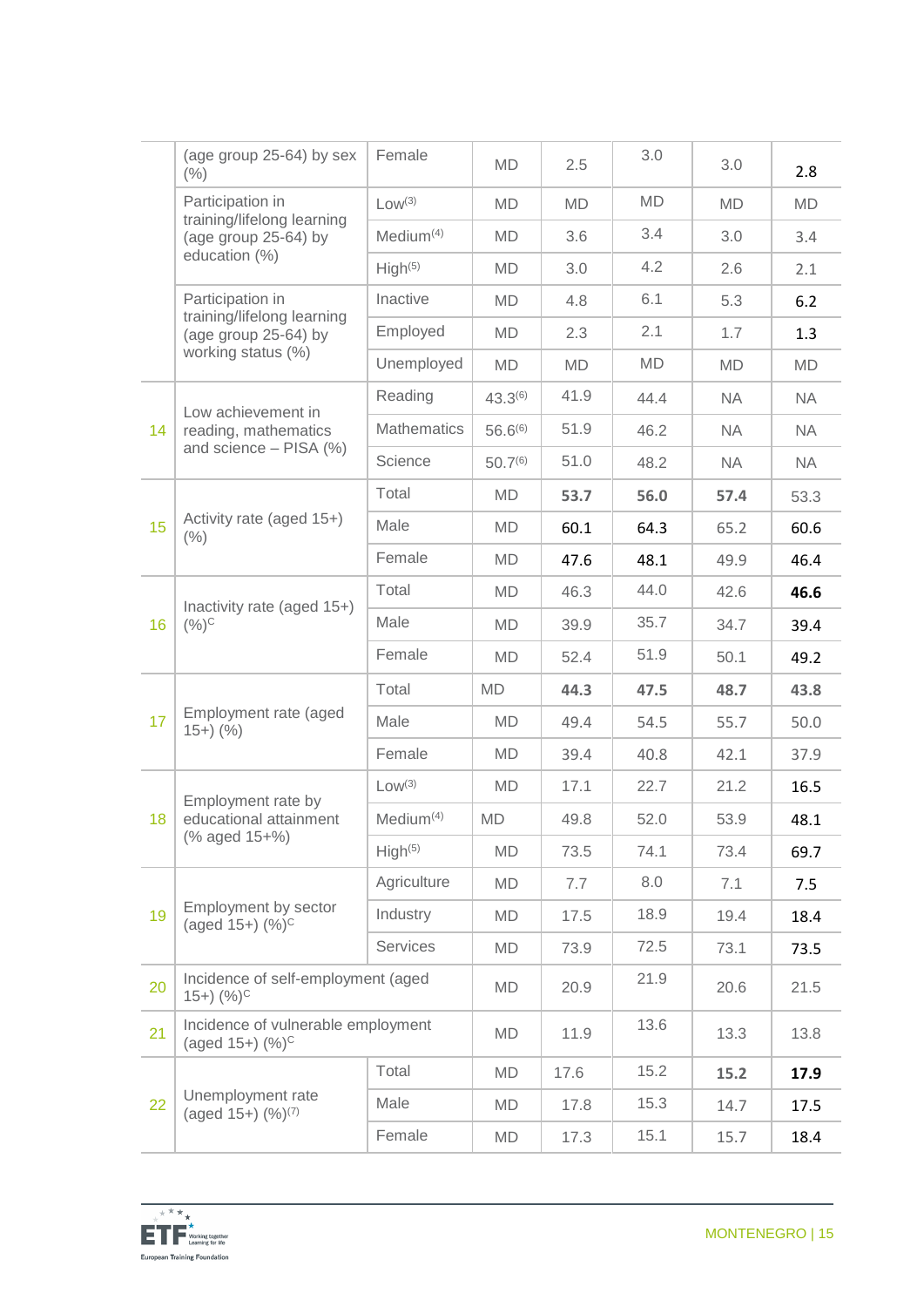| | | | | | | | |
|---|---|---|---|---|---|---|---|
| | (age group 25-64) by sex (%) | Female | MD | 2.5 | 3.0 | 3.0 | 2.8 |
| | Participation in training/lifelong learning (age group 25-64) by education (%) | Low[3] | MD | MD | MD | MD | MD |
| | | Medium[4] | MD | 3.6 | 3.4 | 3.0 | 3.4 |
| | | High[5] | MD | 3.0 | 4.2 | 2.6 | 2.1 |
| | Participation in training/lifelong learning (age group 25-64) by working status (%) | Inactive | MD | 4.8 | 6.1 | 5.3 | 6.2 |
| | | Employed | MD | 2.3 | 2.1 | 1.7 | 1.3 |
| | | Unemployed | MD | MD | MD | MD | MD |
| 14 | Low achievement in reading, mathematics and science – PISA (%) | Reading | 43.3[6] | 41.9 | 44.4 | NA | NA |
| | | Mathematics | 56.6[6] | 51.9 | 46.2 | NA | NA |
| | | Science | 50.7[6] | 51.0 | 48.2 | NA | NA |
| 15 | Activity rate (aged 15+) (%) | Total | MD | **53.7** | **56.0** | **57.4** | 53.3 |
| | | Male | MD | 60.1 | 64.3 | 65.2 | 60.6 |
| | | Female | MD | 47.6 | 48.1 | 49.9 | 46.4 |
| 16 | Inactivity rate (aged 15+) (%)[C] | Total | MD | 46.3 | 44.0 | 42.6 | **46.6** |
| | | Male | MD | 39.9 | 35.7 | 34.7 | 39.4 |
| | | Female | MD | 52.4 | 51.9 | 50.1 | 49.2 |
| 17 | Employment rate (aged 15+) (%) | Total | MD | **44.3** | **47.5** | **48.7** | **43.8** |
| | | Male | MD | 49.4 | 54.5 | 55.7 | 50.0 |
| | | Female | MD | 39.4 | 40.8 | 42.1 | 37.9 |
| 18 | Employment rate by educational attainment (% aged 15+%) | Low[3] | MD | 17.1 | 22.7 | 21.2 | 16.5 |
| | | Medium[4] | MD | 49.8 | 52.0 | 53.9 | 48.1 |
| | | High[5] | MD | 73.5 | 74.1 | 73.4 | 69.7 |
| 19 | Employment by sector (aged 15+) (%)[C] | Agriculture | MD | 7.7 | 8.0 | 7.1 | 7.5 |
| | | Industry | MD | 17.5 | 18.9 | 19.4 | 18.4 |
| | | Services | MD | 73.9 | 72.5 | 73.1 | 73.5 |
| 20 | Incidence of self-employment (aged 15+) (%)[C] | | MD | 20.9 | 21.9 | 20.6 | 21.5 |
| 21 | Incidence of vulnerable employment (aged 15+) (%)[C] | | MD | 11.9 | 13.6 | 13.3 | 13.8 |
| 22 | Unemployment rate (aged 15+) (%)[7] | Total | MD | 17.6 | 15.2 | **15.2** | **17.9** |
| | | Male | MD | 17.8 | 15.3 | 14.7 | 17.5 |
| | | Female | MD | 17.3 | 15.1 | 15.7 | 18.4 |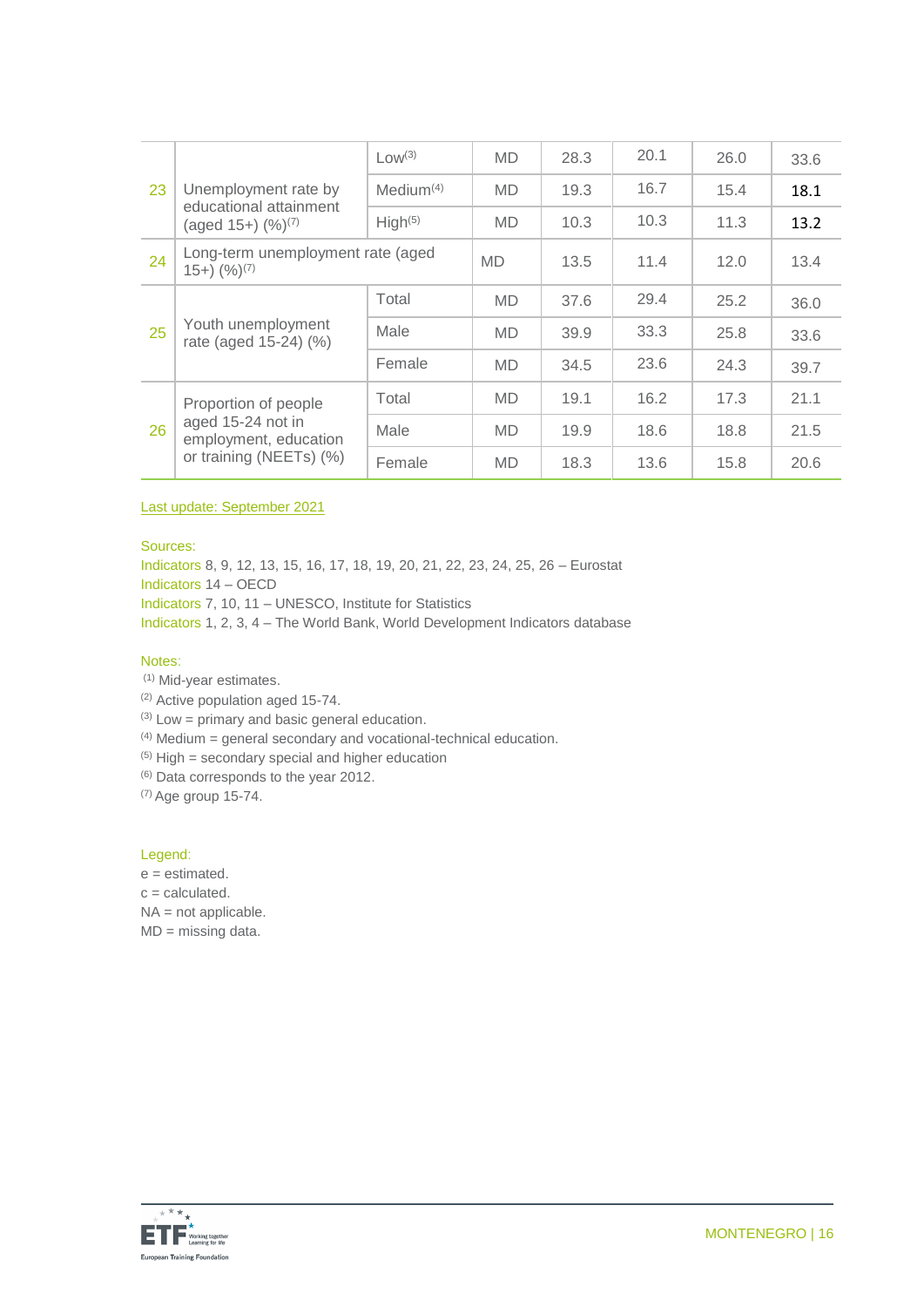| | | | | | | | |
|---|---|---|---|---|---|---|---|
| 23 | Unemployment rate by educational attainment (aged 15+) (%)[7] | Low[3] | MD | 28.3 | 20.1 | 26.0 | 33.6 |
| | | Medium[4] | MD | 19.3 | 16.7 | 15.4 | 18.1 |
| | | High[5] | MD | 10.3 | 10.3 | 11.3 | 13.2 |
| 24 | Long-term unemployment rate (aged 15+) (%)[7] | | MD | 13.5 | 11.4 | 12.0 | 13.4 |
| 25 | Youth unemployment rate (aged 15-24) (%) | Total | MD | 37.6 | 29.4 | 25.2 | 36.0 |
| | | Male | MD | 39.9 | 33.3 | 25.8 | 33.6 |
| | | Female | MD | 34.5 | 23.6 | 24.3 | 39.7 |
| 26 | Proportion of people aged 15-24 not in employment, education or training (NEETs) (%) | Total | MD | 19.1 | 16.2 | 17.3 | 21.1 |
| | | Male | MD | 19.9 | 18.6 | 18.8 | 21.5 |
| | | Female | MD | 18.3 | 13.6 | 15.8 | 20.6 |

Last update: September 2021

Sources:
Indicators 8, 9, 12, 13, 15, 16, 17, 18, 19, 20, 21, 22, 23, 24, 25, 26 – Eurostat
Indicators 14 – OECD
Indicators 7, 10, 11 – UNESCO, Institute for Statistics
Indicators 1, 2, 3, 4 – The World Bank, World Development Indicators database

Notes:
(1) Mid-year estimates.
(2) Active population aged 15-74.
(3) Low = primary and basic general education.
(4) Medium = general secondary and vocational-technical education.
(5) High = secondary special and higher education
(6) Data corresponds to the year 2012.
(7) Age group 15-74.

Legend:
e = estimated.
c = calculated.
NA = not applicable.
MD = missing data.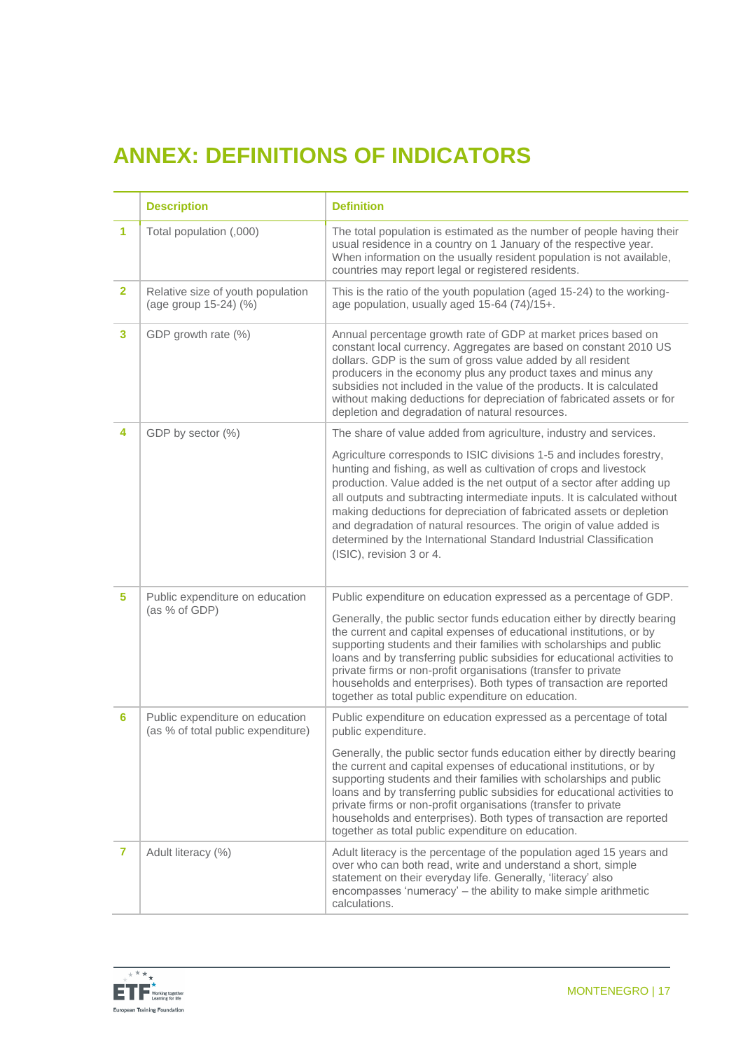# ANNEX: DEFINITIONS OF INDICATORS

| | Description | Definition |
|---|---|---|
| 1 | Total population (,000) | The total population is estimated as the number of people having their usual residence in a country on 1 January of the respective year. When information on the usually resident population is not available, countries may report legal or registered residents. |
| 2 | Relative size of youth population (age group 15-24) (%) | This is the ratio of the youth population (aged 15-24) to the working-age population, usually aged 15-64 (74)/15+. |
| 3 | GDP growth rate (%) | Annual percentage growth rate of GDP at market prices based on constant local currency. Aggregates are based on constant 2010 US dollars. GDP is the sum of gross value added by all resident producers in the economy plus any product taxes and minus any subsidies not included in the value of the products. It is calculated without making deductions for depreciation of fabricated assets or for depletion and degradation of natural resources. |
| 4 | GDP by sector (%) | The share of value added from agriculture, industry and services.<br><br>Agriculture corresponds to ISIC divisions 1-5 and includes forestry, hunting and fishing, as well as cultivation of crops and livestock production. Value added is the net output of a sector after adding up all outputs and subtracting intermediate inputs. It is calculated without making deductions for depreciation of fabricated assets or depletion and degradation of natural resources. The origin of value added is determined by the International Standard Industrial Classification (ISIC), revision 3 or 4. |
| 5 | Public expenditure on education (as % of GDP) | Public expenditure on education expressed as a percentage of GDP.<br><br>Generally, the public sector funds education either by directly bearing the current and capital expenses of educational institutions, or by supporting students and their families with scholarships and public loans and by transferring public subsidies for educational activities to private firms or non-profit organisations (transfer to private households and enterprises). Both types of transaction are reported together as total public expenditure on education. |
| 6 | Public expenditure on education (as % of total public expenditure) | Public expenditure on education expressed as a percentage of total public expenditure.<br><br>Generally, the public sector funds education either by directly bearing the current and capital expenses of educational institutions, or by supporting students and their families with scholarships and public loans and by transferring public subsidies for educational activities to private firms or non-profit organisations (transfer to private households and enterprises). Both types of transaction are reported together as total public expenditure on education. |
| 7 | Adult literacy (%) | Adult literacy is the percentage of the population aged 15 years and over who can both read, write and understand a short, simple statement on their everyday life. Generally, 'literacy' also encompasses 'numeracy' – the ability to make simple arithmetic calculations. |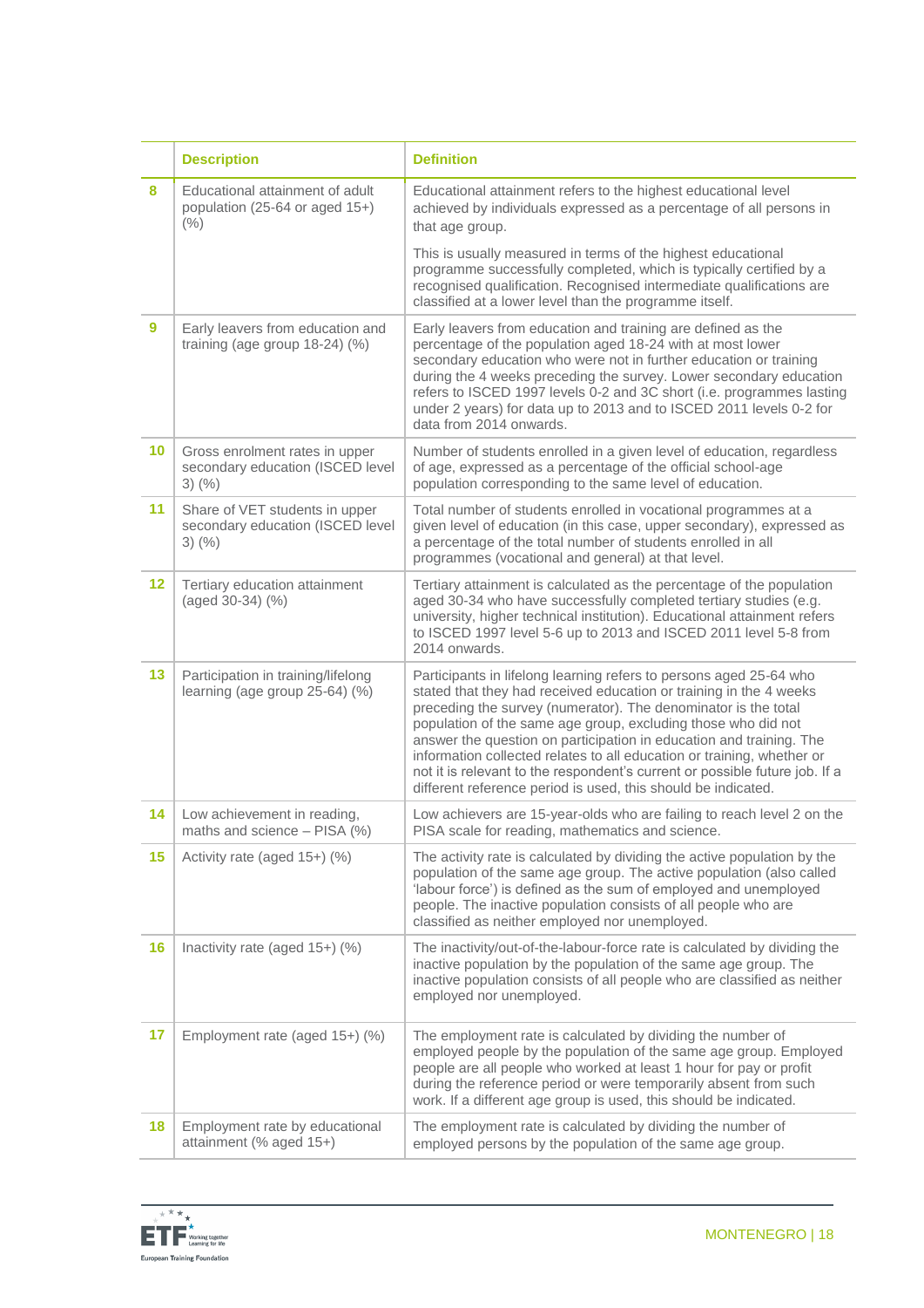| | Description | Definition |
|---|---|---|
| 8 | Educational attainment of adult population (25-64 or aged 15+) (%) | Educational attainment refers to the highest educational level achieved by individuals expressed as a percentage of all persons in that age group.<br><br>This is usually measured in terms of the highest educational programme successfully completed, which is typically certified by a recognised qualification. Recognised intermediate qualifications are classified at a lower level than the programme itself. |
| 9 | Early leavers from education and training (age group 18-24) (%) | Early leavers from education and training are defined as the percentage of the population aged 18-24 with at most lower secondary education who were not in further education or training during the 4 weeks preceding the survey. Lower secondary education refers to ISCED 1997 levels 0-2 and 3C short (i.e. programmes lasting under 2 years) for data up to 2013 and to ISCED 2011 levels 0-2 for data from 2014 onwards. |
| 10 | Gross enrolment rates in upper secondary education (ISCED level 3) (%) | Number of students enrolled in a given level of education, regardless of age, expressed as a percentage of the official school-age population corresponding to the same level of education. |
| 11 | Share of VET students in upper secondary education (ISCED level 3) (%) | Total number of students enrolled in vocational programmes at a given level of education (in this case, upper secondary), expressed as a percentage of the total number of students enrolled in all programmes (vocational and general) at that level. |
| 12 | Tertiary education attainment (aged 30-34) (%) | Tertiary attainment is calculated as the percentage of the population aged 30-34 who have successfully completed tertiary studies (e.g. university, higher technical institution). Educational attainment refers to ISCED 1997 level 5-6 up to 2013 and ISCED 2011 level 5-8 from 2014 onwards. |
| 13 | Participation in training/lifelong learning (age group 25-64) (%) | Participants in lifelong learning refers to persons aged 25-64 who stated that they had received education or training in the 4 weeks preceding the survey (numerator). The denominator is the total population of the same age group, excluding those who did not answer the question on participation in education and training. The information collected relates to all education or training, whether or not it is relevant to the respondent's current or possible future job. If a different reference period is used, this should be indicated. |
| 14 | Low achievement in reading, maths and science – PISA (%) | Low achievers are 15-year-olds who are failing to reach level 2 on the PISA scale for reading, mathematics and science. |
| 15 | Activity rate (aged 15+) (%) | The activity rate is calculated by dividing the active population by the population of the same age group. The active population (also called 'labour force') is defined as the sum of employed and unemployed people. The inactive population consists of all people who are classified as neither employed nor unemployed. |
| 16 | Inactivity rate (aged 15+) (%) | The inactivity/out-of-the-labour-force rate is calculated by dividing the inactive population by the population of the same age group. The inactive population consists of all people who are classified as neither employed nor unemployed. |
| 17 | Employment rate (aged 15+) (%) | The employment rate is calculated by dividing the number of employed people by the population of the same age group. Employed people are all people who worked at least 1 hour for pay or profit during the reference period or were temporarily absent from such work. If a different age group is used, this should be indicated. |
| 18 | Employment rate by educational attainment (% aged 15+) | The employment rate is calculated by dividing the number of employed persons by the population of the same age group. |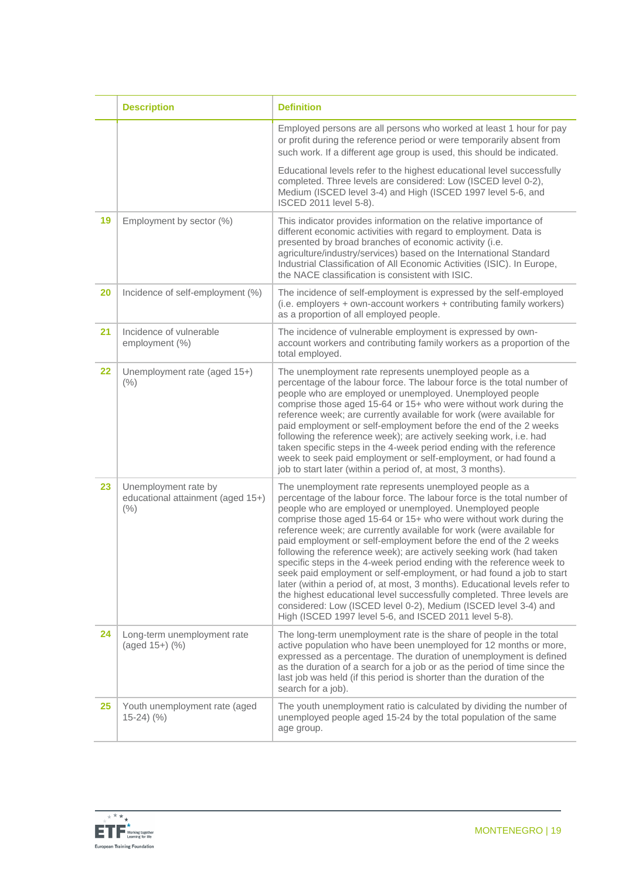| | Description | Definition |
|---|---|---|
| | | Employed persons are all persons who worked at least 1 hour for pay or profit during the reference period or were temporarily absent from such work. If a different age group is used, this should be indicated.<br><br>Educational levels refer to the highest educational level successfully completed. Three levels are considered: Low (ISCED level 0-2), Medium (ISCED level 3-4) and High (ISCED 1997 level 5-6, and ISCED 2011 level 5-8). |
| 19 | Employment by sector (%) | This indicator provides information on the relative importance of different economic activities with regard to employment. Data is presented by broad branches of economic activity (i.e. agriculture/industry/services) based on the International Standard Industrial Classification of All Economic Activities (ISIC). In Europe, the NACE classification is consistent with ISIC. |
| 20 | Incidence of self-employment (%) | The incidence of self-employment is expressed by the self-employed (i.e. employers + own-account workers + contributing family workers) as a proportion of all employed people. |
| 21 | Incidence of vulnerable employment (%) | The incidence of vulnerable employment is expressed by own-account workers and contributing family workers as a proportion of the total employed. |
| 22 | Unemployment rate (aged 15+) (%) | The unemployment rate represents unemployed people as a percentage of the labour force. The labour force is the total number of people who are employed or unemployed. Unemployed people comprise those aged 15-64 or 15+ who were without work during the reference week; are currently available for work (were available for paid employment or self-employment before the end of the 2 weeks following the reference week); are actively seeking work, i.e. had taken specific steps in the 4-week period ending with the reference week to seek paid employment or self-employment, or had found a job to start later (within a period of, at most, 3 months). |
| 23 | Unemployment rate by educational attainment (aged 15+) (%) | The unemployment rate represents unemployed people as a percentage of the labour force. The labour force is the total number of people who are employed or unemployed. Unemployed people comprise those aged 15-64 or 15+ who were without work during the reference week; are currently available for work (were available for paid employment or self-employment before the end of the 2 weeks following the reference week); are actively seeking work (had taken specific steps in the 4-week period ending with the reference week to seek paid employment or self-employment, or had found a job to start later (within a period of, at most, 3 months). Educational levels refer to the highest educational level successfully completed. Three levels are considered: Low (ISCED level 0-2), Medium (ISCED level 3-4) and High (ISCED 1997 level 5-6, and ISCED 2011 level 5-8). |
| 24 | Long-term unemployment rate (aged 15+) (%) | The long-term unemployment rate is the share of people in the total active population who have been unemployed for 12 months or more, expressed as a percentage. The duration of unemployment is defined as the duration of a search for a job or as the period of time since the last job was held (if this period is shorter than the duration of the search for a job). |
| 25 | Youth unemployment rate (aged 15-24) (%) | The youth unemployment ratio is calculated by dividing the number of unemployed people aged 15-24 by the total population of the same age group. |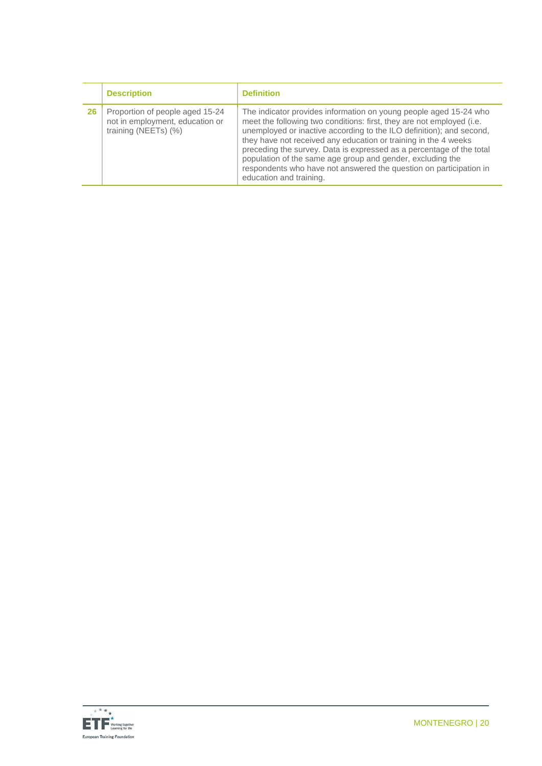| | Description | Definition |
|---|---|---|
| 26 | Proportion of people aged 15-24 not in employment, education or training (NEETs) (%) | The indicator provides information on young people aged 15-24 who meet the following two conditions: first, they are not employed (i.e. unemployed or inactive according to the ILO definition); and second, they have not received any education or training in the 4 weeks preceding the survey. Data is expressed as a percentage of the total population of the same age group and gender, excluding the respondents who have not answered the question on participation in education and training. |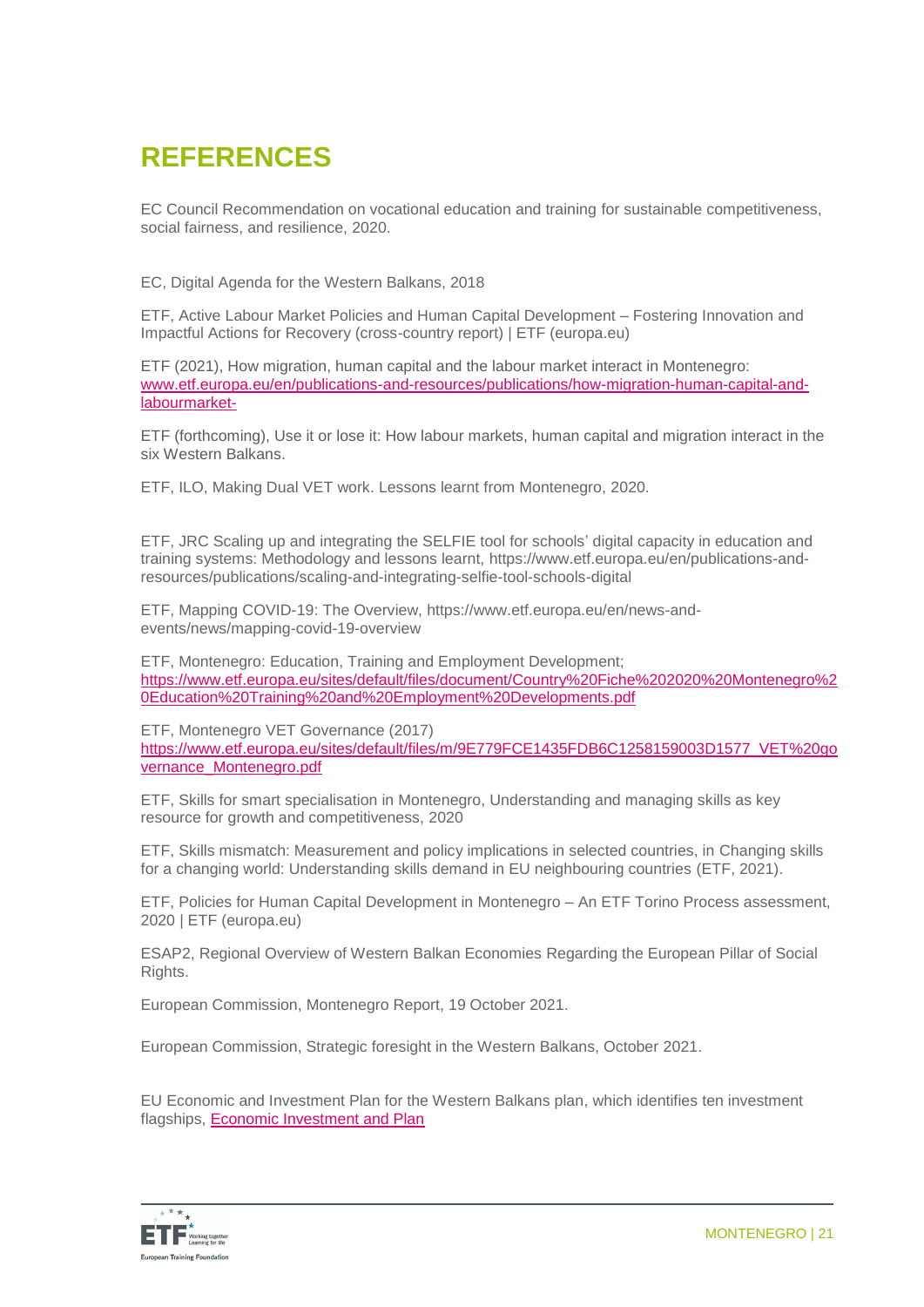# REFERENCES

EC Council Recommendation on vocational education and training for sustainable competitiveness, social fairness, and resilience, 2020.

EC, Digital Agenda for the Western Balkans, 2018

ETF, Active Labour Market Policies and Human Capital Development – Fostering Innovation and Impactful Actions for Recovery (cross-country report) | ETF (europa.eu)

ETF (2021), How migration, human capital and the labour market interact in Montenegro: www.etf.europa.eu/en/publications-and-resources/publications/how-migration-human-capital-and-labourmarket-

ETF (forthcoming), Use it or lose it: How labour markets, human capital and migration interact in the six Western Balkans.

ETF, ILO, Making Dual VET work. Lessons learnt from Montenegro, 2020.

ETF, JRC Scaling up and integrating the SELFIE tool for schools' digital capacity in education and training systems: Methodology and lessons learnt, https://www.etf.europa.eu/en/publications-and-resources/publications/scaling-and-integrating-selfie-tool-schools-digital

ETF, Mapping COVID-19: The Overview, https://www.etf.europa.eu/en/news-and-events/news/mapping-covid-19-overview

ETF, Montenegro: Education, Training and Employment Development; https://www.etf.europa.eu/sites/default/files/document/Country%20Fiche%202020%20Montenegro%20Education%20Training%20and%20Employment%20Developments.pdf

ETF, Montenegro VET Governance (2017) https://www.etf.europa.eu/sites/default/files/m/9E779FCE1435FDB6C1258159003D1577_VET%20governance_Montenegro.pdf

ETF, Skills for smart specialisation in Montenegro, Understanding and managing skills as key resource for growth and competitiveness, 2020

ETF, Skills mismatch: Measurement and policy implications in selected countries, in Changing skills for a changing world: Understanding skills demand in EU neighbouring countries (ETF, 2021).

ETF, Policies for Human Capital Development in Montenegro – An ETF Torino Process assessment, 2020 | ETF (europa.eu)

ESAP2, Regional Overview of Western Balkan Economies Regarding the European Pillar of Social Rights.

European Commission, Montenegro Report, 19 October 2021.

European Commission, Strategic foresight in the Western Balkans, October 2021.

EU Economic and Investment Plan for the Western Balkans plan, which identifies ten investment flagships, Economic Investment and Plan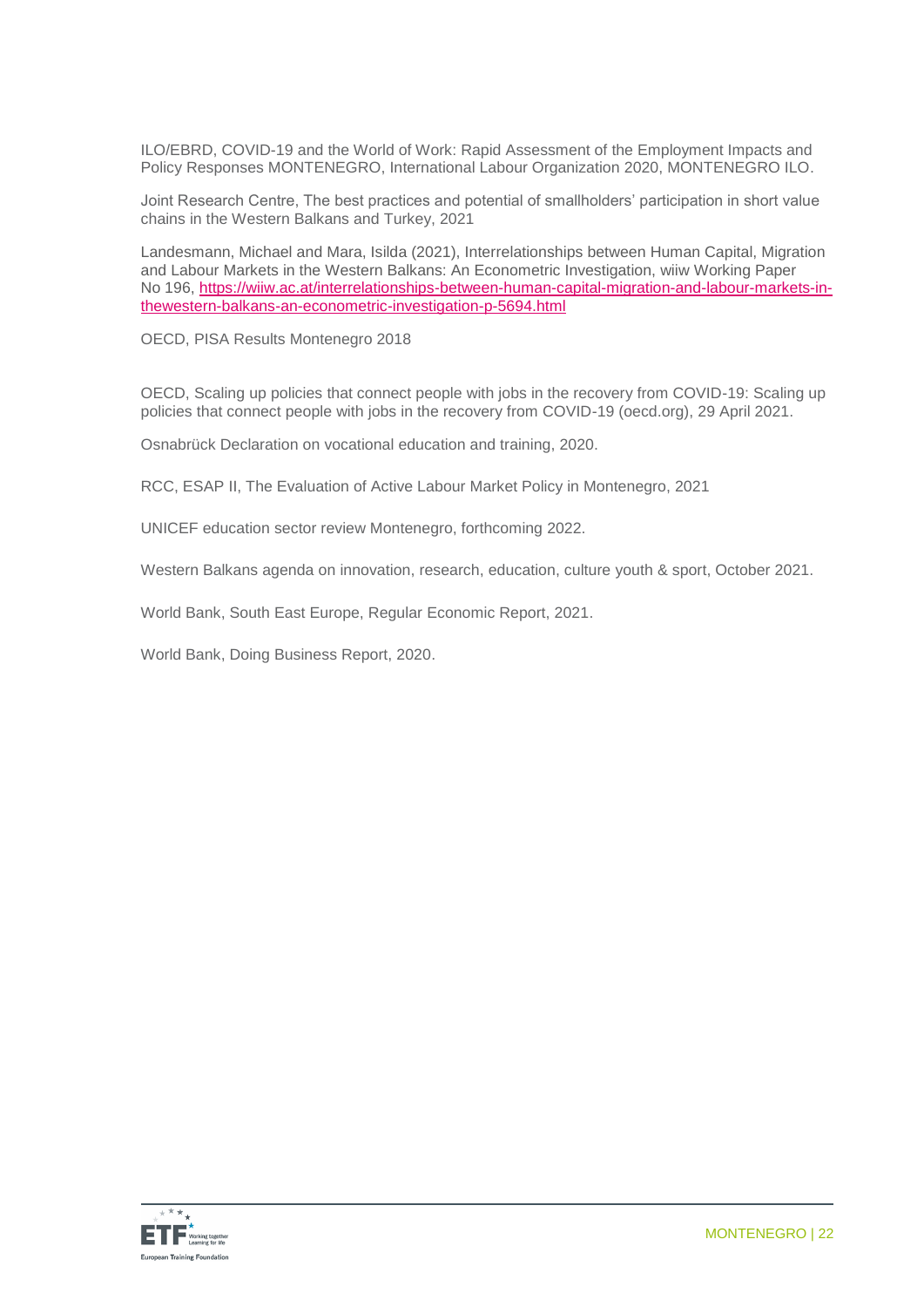ILO/EBRD, COVID-19 and the World of Work: Rapid Assessment of the Employment Impacts and Policy Responses MONTENEGRO, International Labour Organization 2020, MONTENEGRO ILO.

Joint Research Centre, The best practices and potential of smallholders' participation in short value chains in the Western Balkans and Turkey, 2021

Landesmann, Michael and Mara, Isilda (2021), Interrelationships between Human Capital, Migration and Labour Markets in the Western Balkans: An Econometric Investigation, wiiw Working Paper No 196, [https://wiiw.ac.at/interrelationships-between-human-capital-migration-and-labour-markets-in-thewestern-balkans-an-econometric-investigation-p-5694.html](https://wiiw.ac.at/interrelationships-between-human-capital-migration-and-labour-markets-in-thewestern-balkans-an-econometric-investigation-p-5694.html)

OECD, PISA Results Montenegro 2018

OECD, Scaling up policies that connect people with jobs in the recovery from COVID-19: Scaling up policies that connect people with jobs in the recovery from COVID-19 (oecd.org), 29 April 2021.

Osnabrück Declaration on vocational education and training, 2020.

RCC, ESAP II, The Evaluation of Active Labour Market Policy in Montenegro, 2021

UNICEF education sector review Montenegro, forthcoming 2022.

Western Balkans agenda on innovation, research, education, culture youth & sport, October 2021.

World Bank, South East Europe, Regular Economic Report, 2021.

World Bank, Doing Business Report, 2020.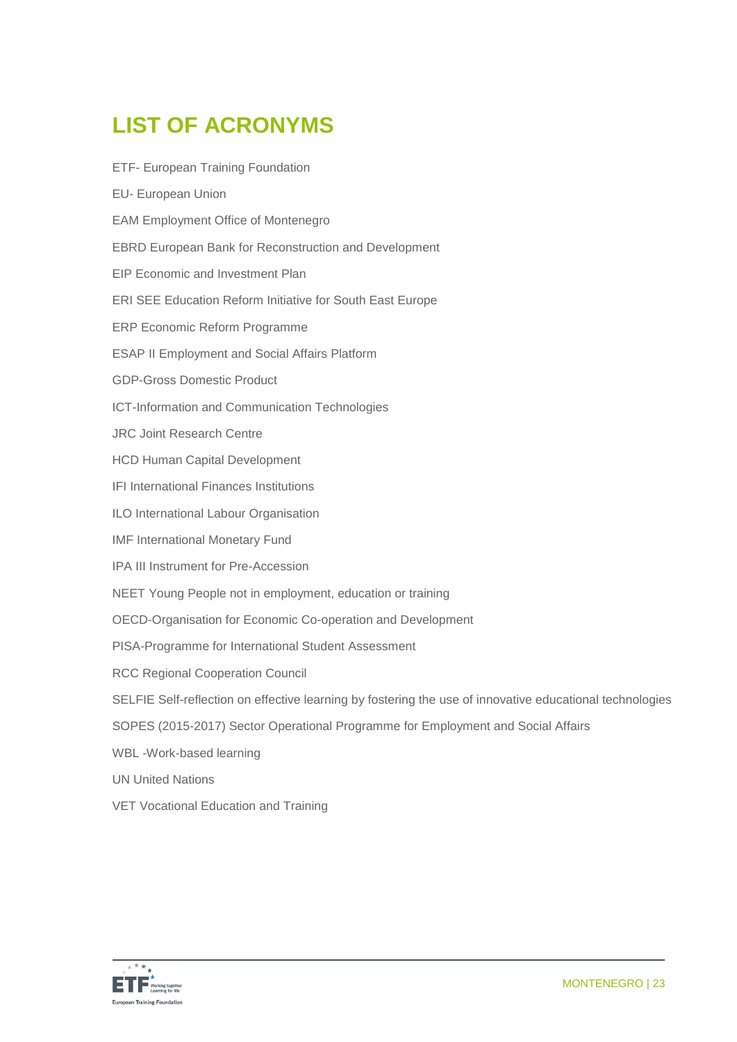# LIST OF ACRONYMS

ETF- European Training Foundation

EU- European Union

EAM Employment Office of Montenegro

EBRD European Bank for Reconstruction and Development

EIP Economic and Investment Plan

ERI SEE Education Reform Initiative for South East Europe

ERP Economic Reform Programme

ESAP II Employment and Social Affairs Platform

GDP-Gross Domestic Product

ICT-Information and Communication Technologies

JRC Joint Research Centre

HCD Human Capital Development

IFI International Finances Institutions

ILO International Labour Organisation

IMF International Monetary Fund

IPA III Instrument for Pre-Accession

NEET Young People not in employment, education or training

OECD-Organisation for Economic Co-operation and Development

PISA-Programme for International Student Assessment

RCC Regional Cooperation Council

SELFIE Self-reflection on effective learning by fostering the use of innovative educational technologies

SOPES (2015-2017) Sector Operational Programme for Employment and Social Affairs

WBL -Work-based learning

UN United Nations

VET Vocational Education and Training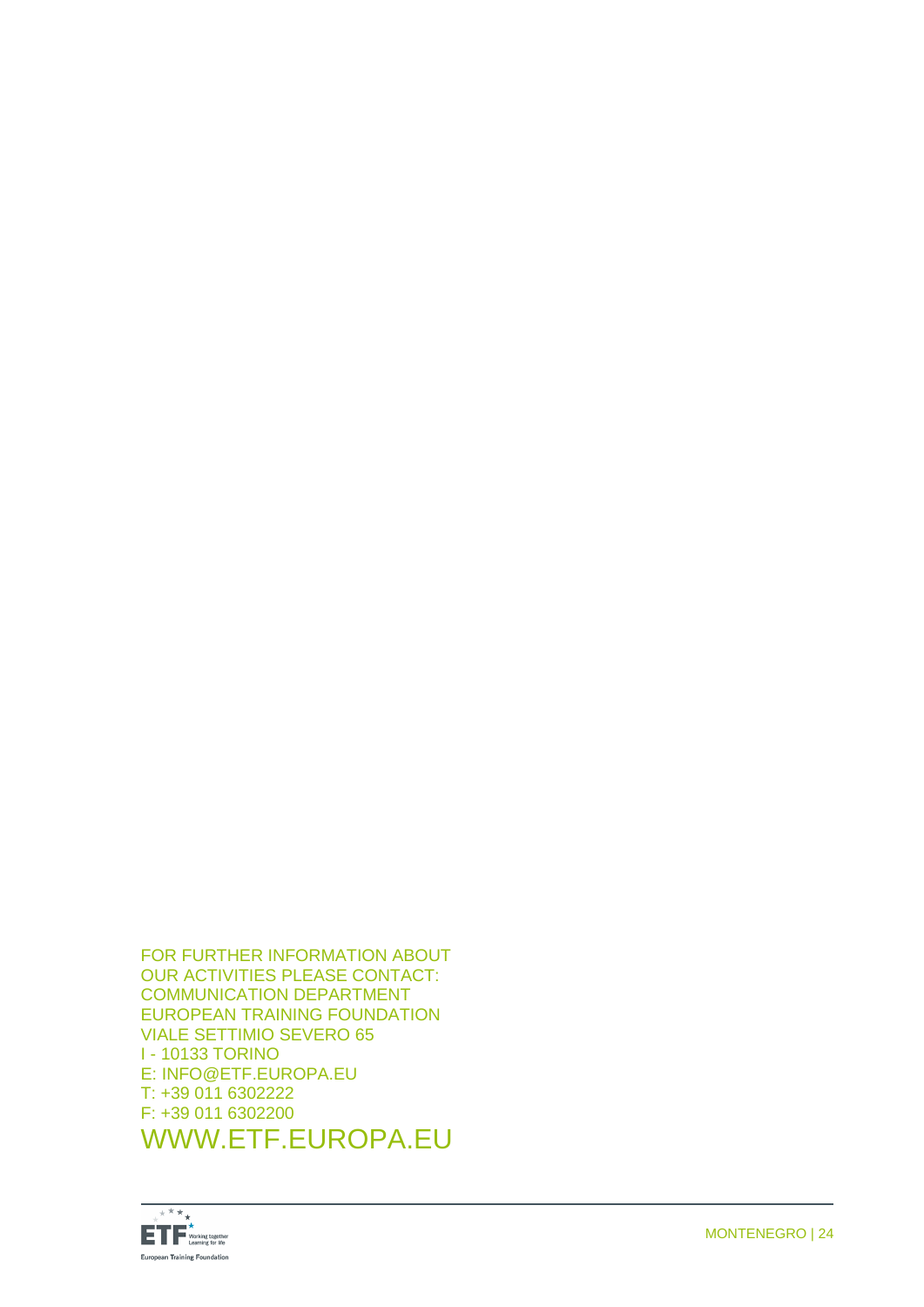FOR FURTHER INFORMATION ABOUT
OUR ACTIVITIES PLEASE CONTACT:
COMMUNICATION DEPARTMENT
EUROPEAN TRAINING FOUNDATION
VIALE SETTIMIO SEVERO 65
I - 10133 TORINO
E: INFO@ETF.EUROPA.EU
T: +39 011 6302222
F: +39 011 6302200

WWW.ETF.EUROPA.EU